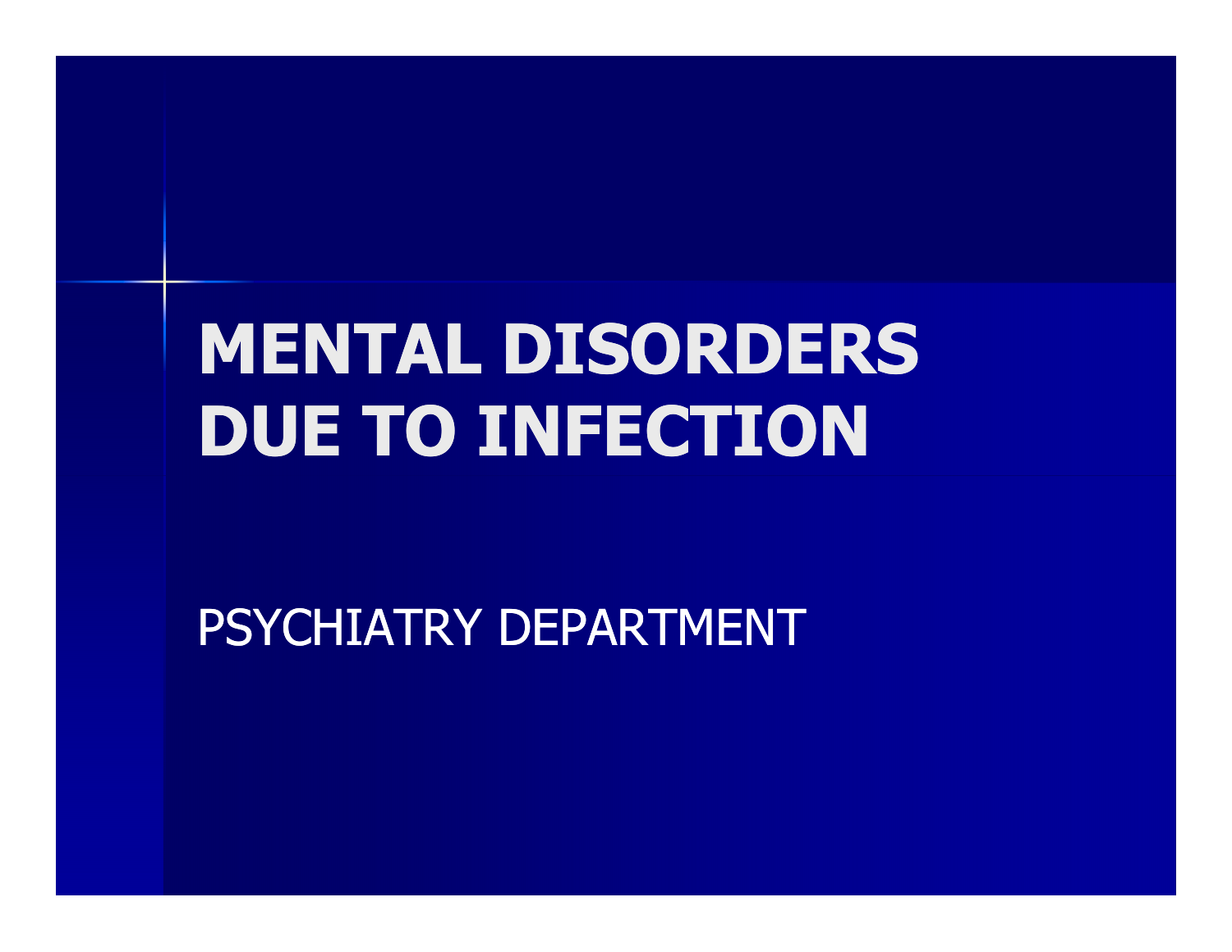# MENTAL DISORDERS DUE TO INFECTION

PSYCHIATRY DEPARTMENT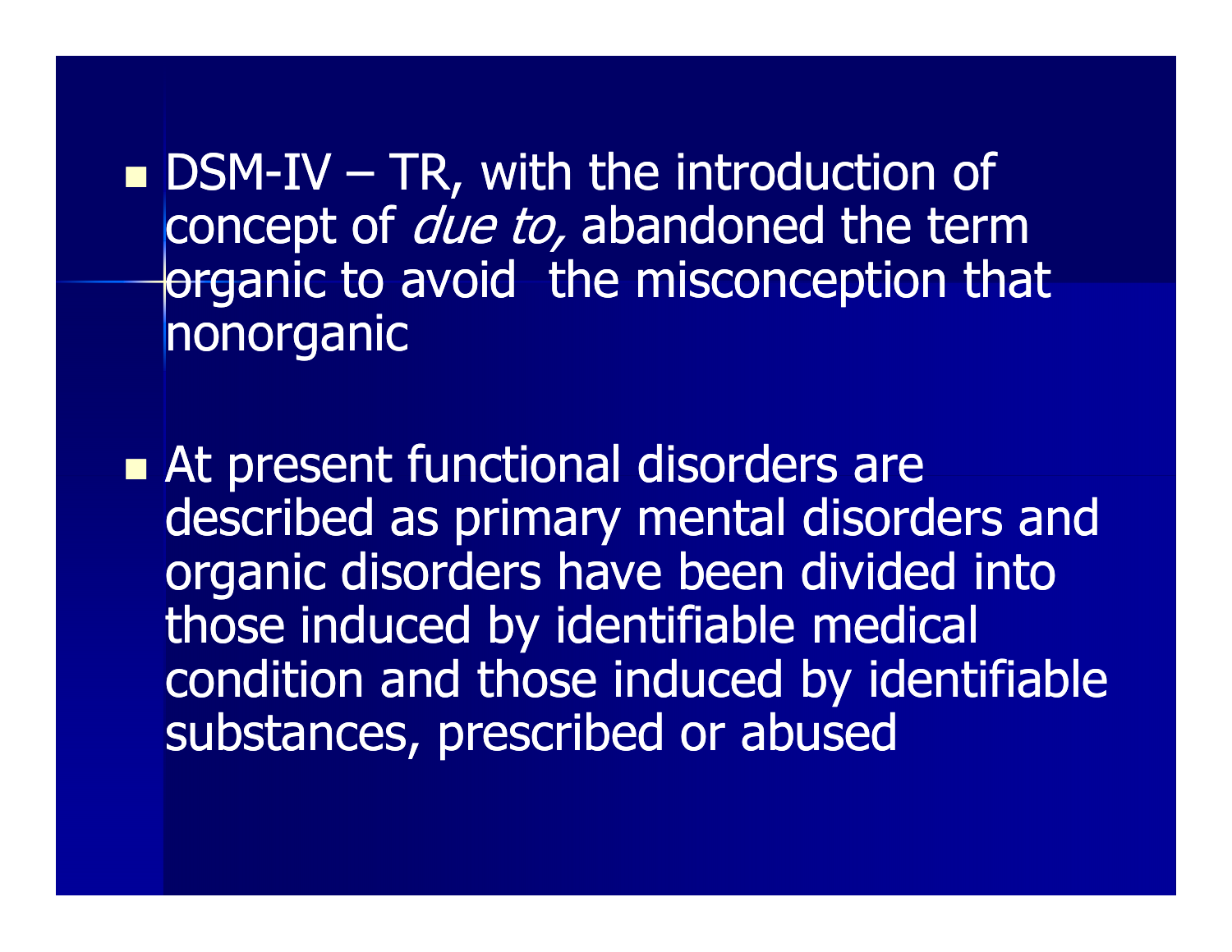- DSM-IV – TR, with the introduction of concept of *due to,* abandoned the term organic to avoid the misconception that nonorganic

- At present functional disorders are described as primary mental disorders and organic disorders have been divided into those induced by identifiable medical condition and those induced by identifiable substances, prescribed or abused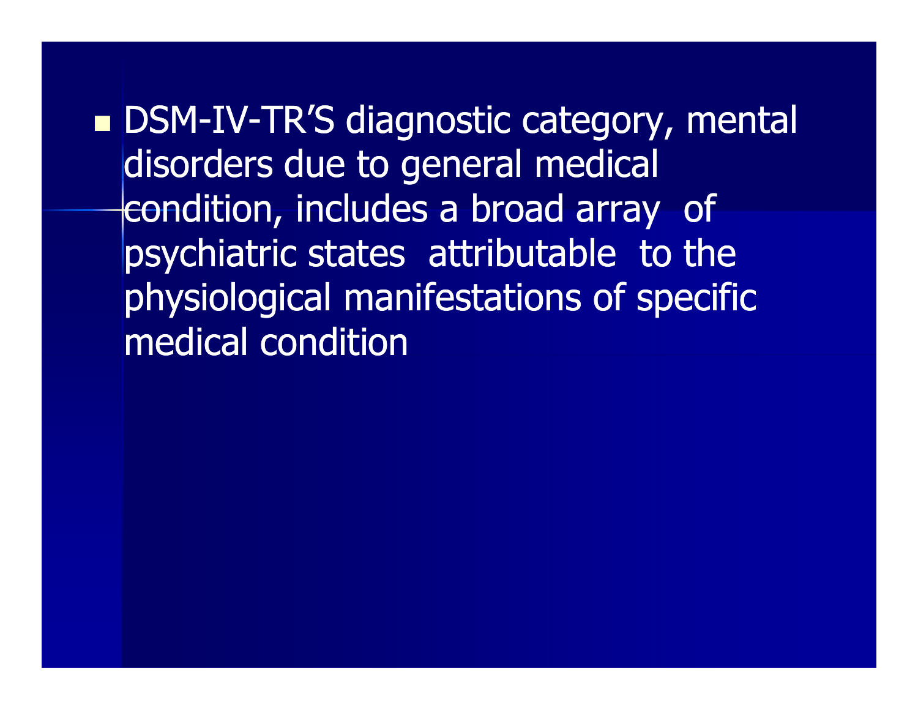- DSM-IV-TR'S diagnostic category, mental disorders due to general medical condition, includes a broad array of psychiatric states attributable to the physiological manifestations of specific medical condition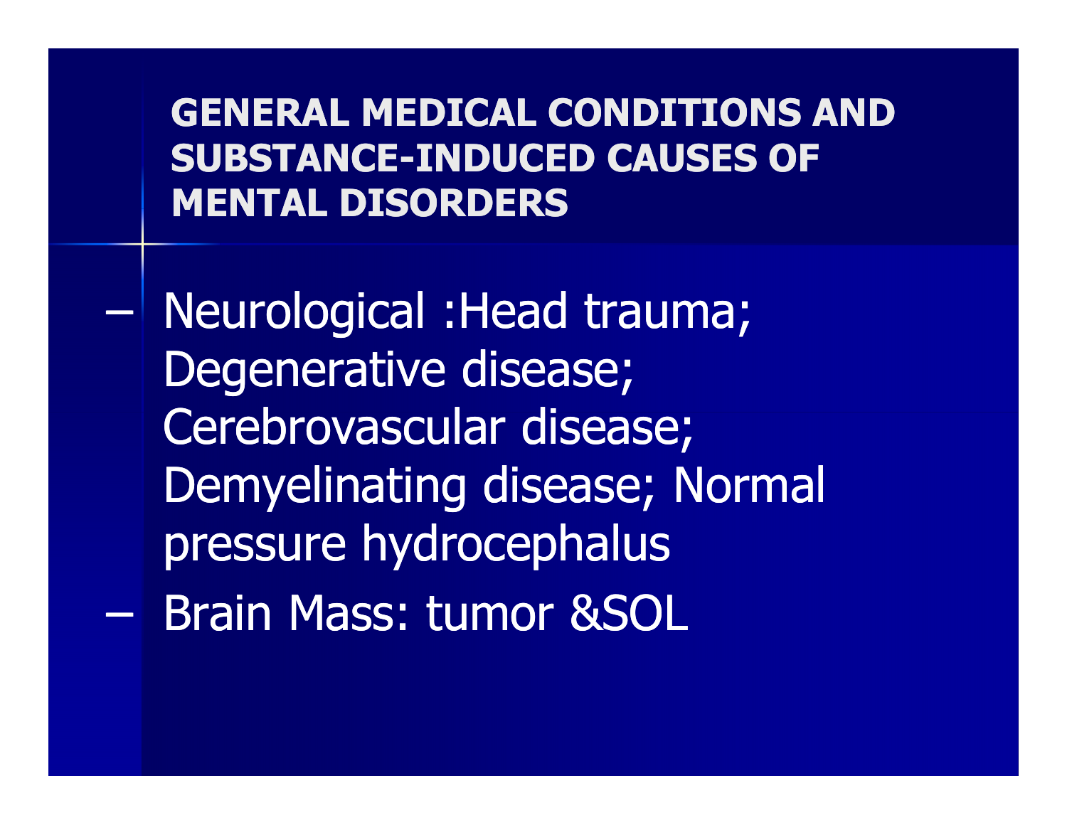## GENERAL MEDICAL CONDITIONS AND SUBSTANCE-INDUCED CAUSES OF MENTAL DISORDERS

- Neurological :Head trauma; Degenerative disease; Cerebrovascular disease; Demyelinating disease; Normal pressure hydrocephalus
- Brain Mass: tumor &SOL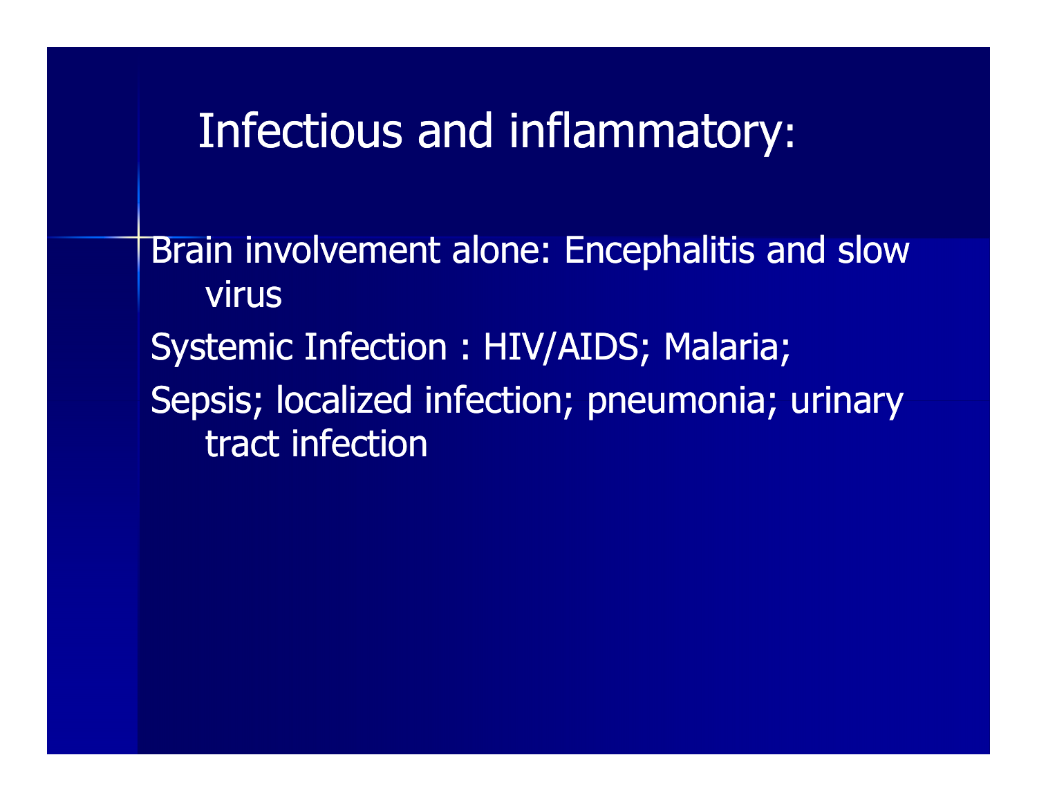# Infectious and inflammatory:

Brain involvement alone: Encephalitis and slow virus

Systemic Infection : HIV/AIDS; Malaria;

Sepsis; localized infection; pneumonia; urinary tract infection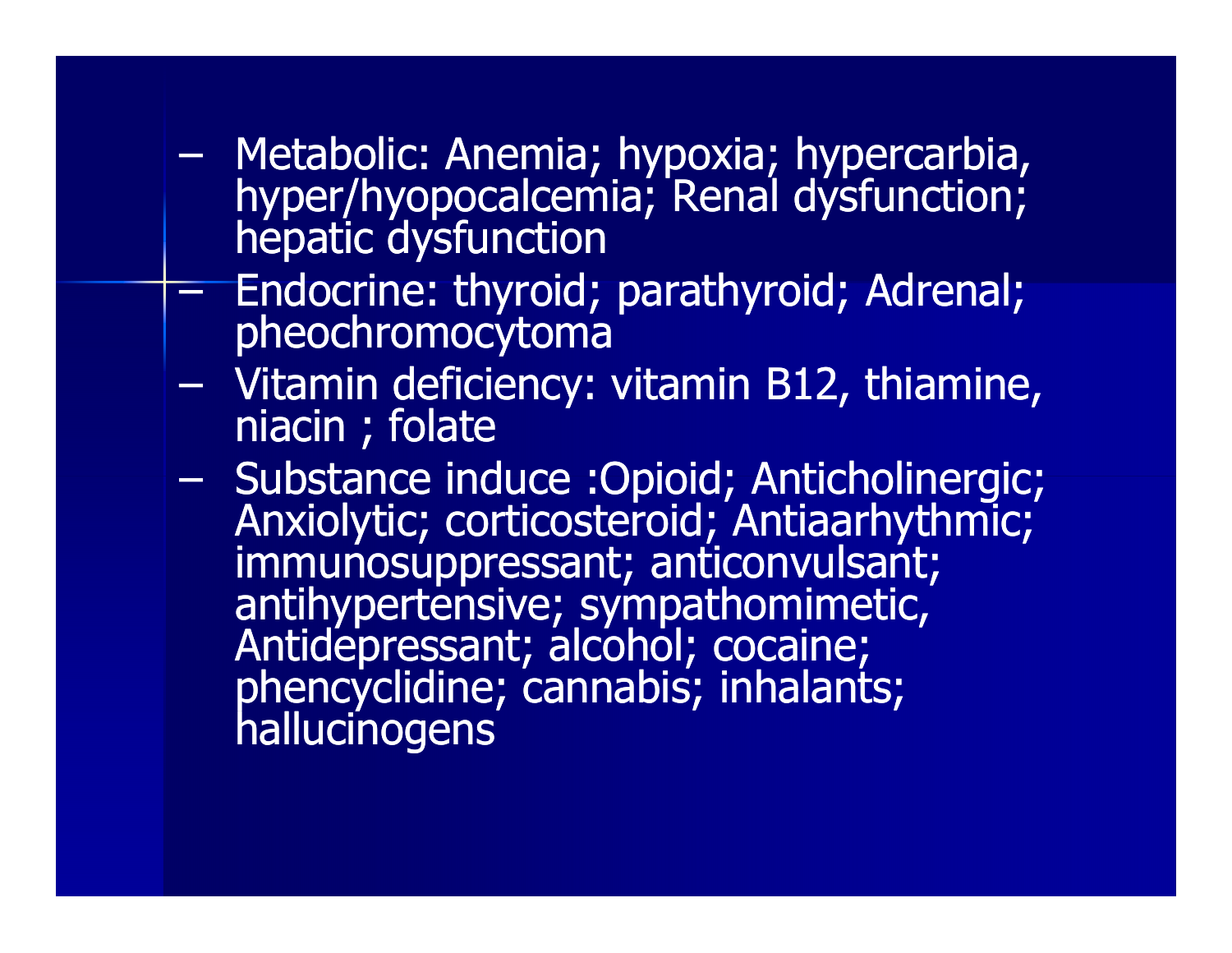- Metabolic: Anemia; hypoxia; hypercarbia, hyper/hyopocalcemia; Renal dysfunction; hepatic dysfunction
- Endocrine: thyroid; parathyroid; Adrenal; pheochromocytoma
- Vitamin deficiency: vitamin B12, thiamine, niacin ; folate
- Substance induce :Opioid; Anticholinergic; Anxiolytic; corticosteroid; Antiaarhythmic; immunosuppressant; anticonvulsant; antihypertensive; sympathomimetic, Antidepressant; alcohol; cocaine; phencyclidine; cannabis; inhalants; hallucinogens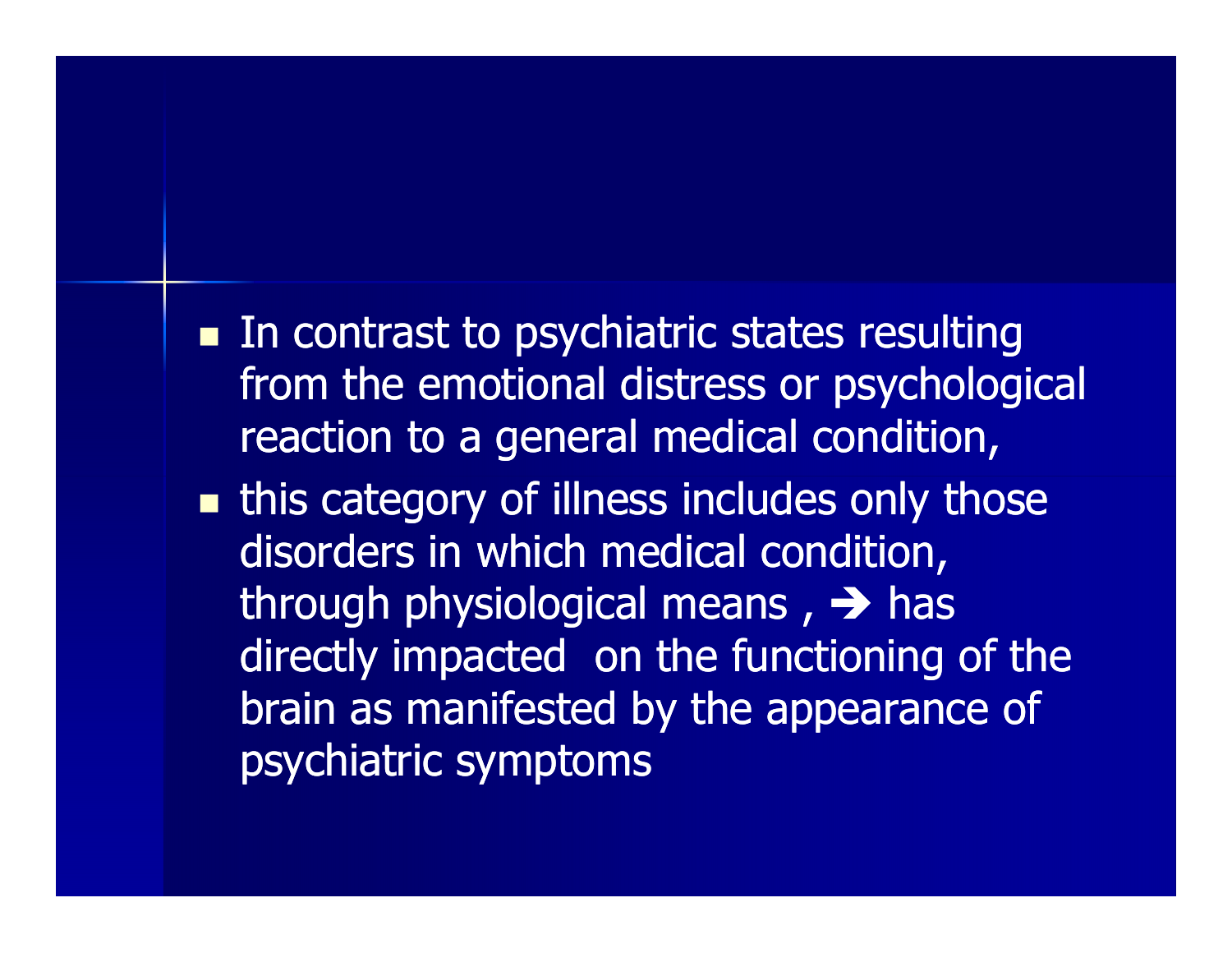- In contrast to psychiatric states resulting from the emotional distress or psychological reaction to a general medical condition,
- this category of illness includes only those disorders in which medical condition, through physiological means , ➔ has directly impacted on the functioning of the brain as manifested by the appearance of psychiatric symptoms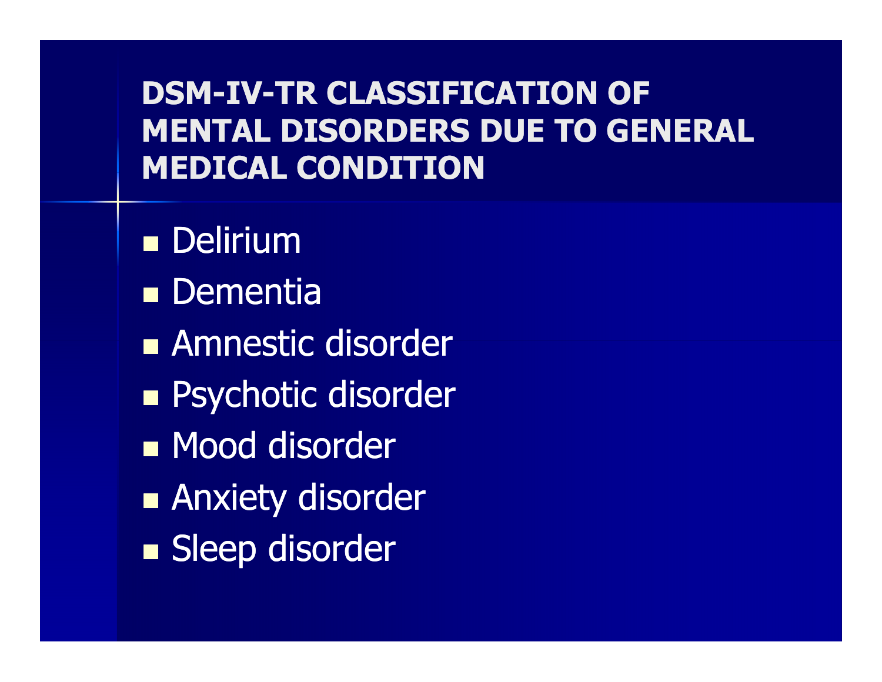# DSM-IV-TR CLASSIFICATION OF MENTAL DISORDERS DUE TO GENERAL MEDICAL CONDITION

- Delirium
- Dementia
- Amnestic disorder
- Psychotic disorder
- Mood disorder
- Anxiety disorder
- Sleep disorder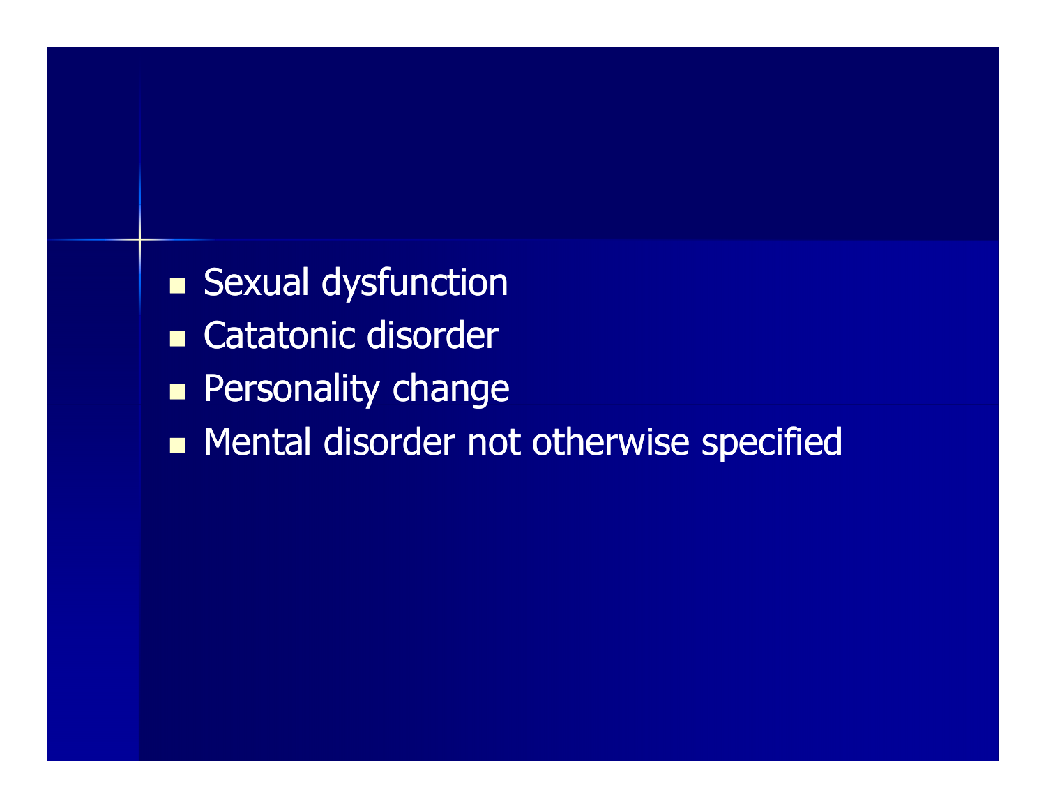- Sexual dysfunction
- Catatonic disorder
- Personality change
- Mental disorder not otherwise specified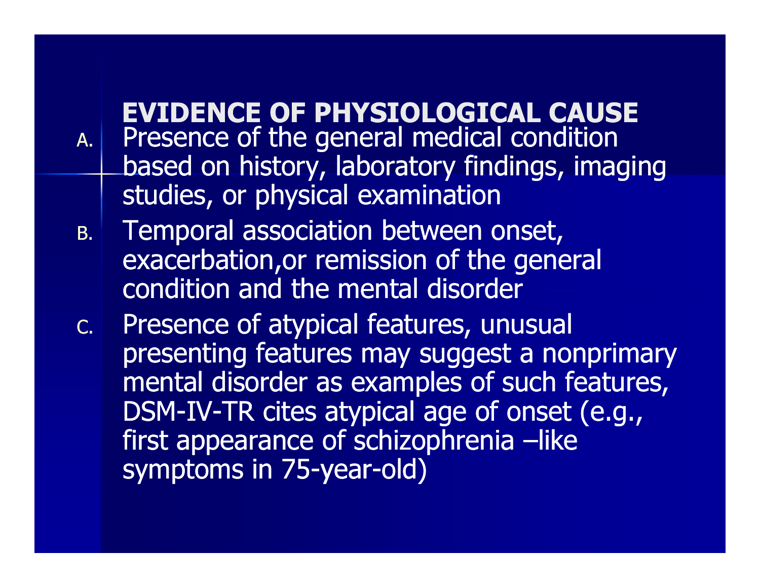## EVIDENCE OF PHYSIOLOGICAL CAUSE

A. Presence of the general medical condition based on history, laboratory findings, imaging studies, or physical examination

B. Temporal association between onset, exacerbation,or remission of the general condition and the mental disorder

C. Presence of atypical features, unusual presenting features may suggest a nonprimary mental disorder as examples of such features, DSM-IV-TR cites atypical age of onset (e.g., first appearance of schizophrenia –like symptoms in 75-year-old)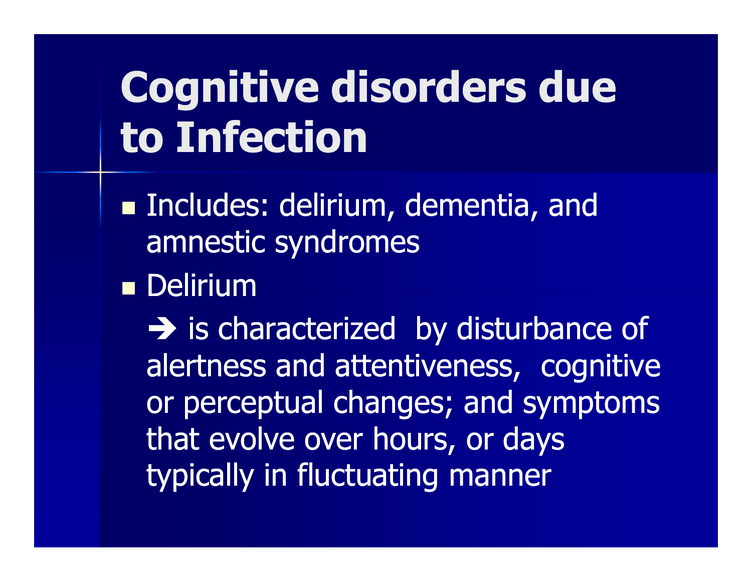# Cognitive disorders due to Infection

- Includes: delirium, dementia, and amnestic syndromes
- Delirium

  → is characterized by disturbance of alertness and attentiveness, cognitive or perceptual changes; and symptoms that evolve over hours, or days typically in fluctuating manner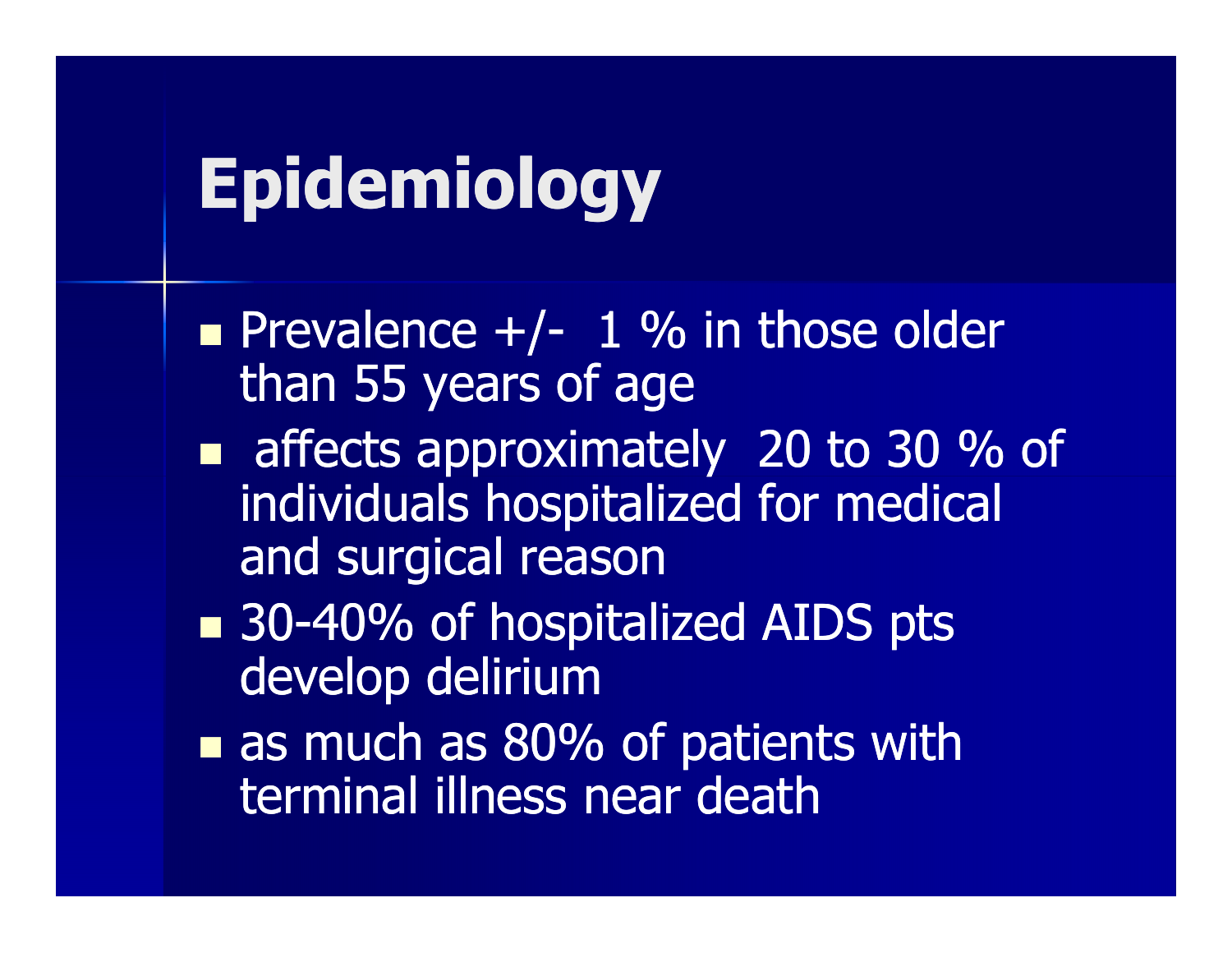# Epidemiology

- Prevalence +/- 1 % in those older than 55 years of age
- affects approximately 20 to 30 % of individuals hospitalized for medical and surgical reason
- 30-40% of hospitalized AIDS pts develop delirium
- as much as 80% of patients with terminal illness near death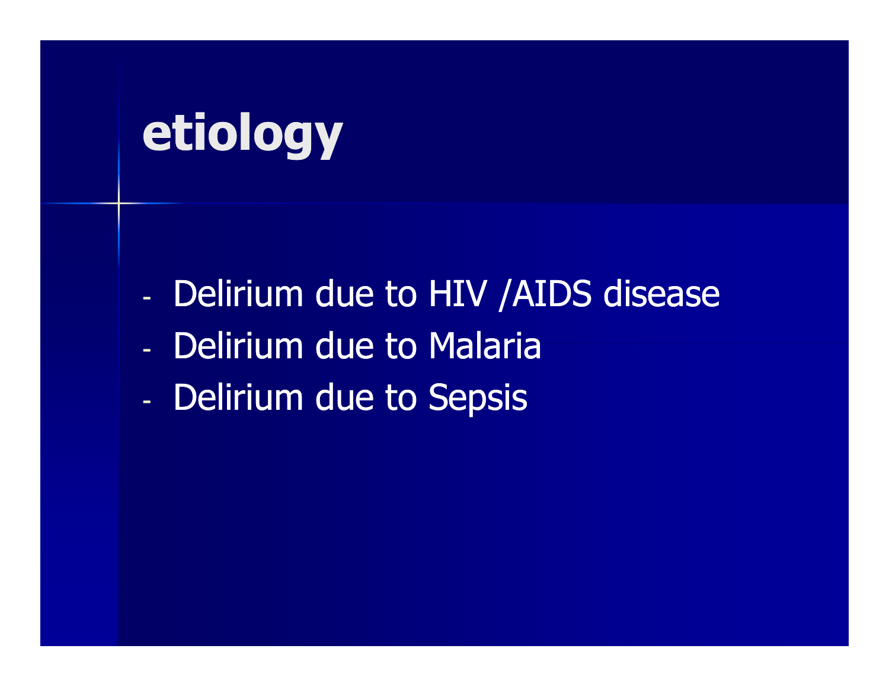# etiology

- Delirium due to HIV /AIDS disease
- Delirium due to Malaria
- Delirium due to Sepsis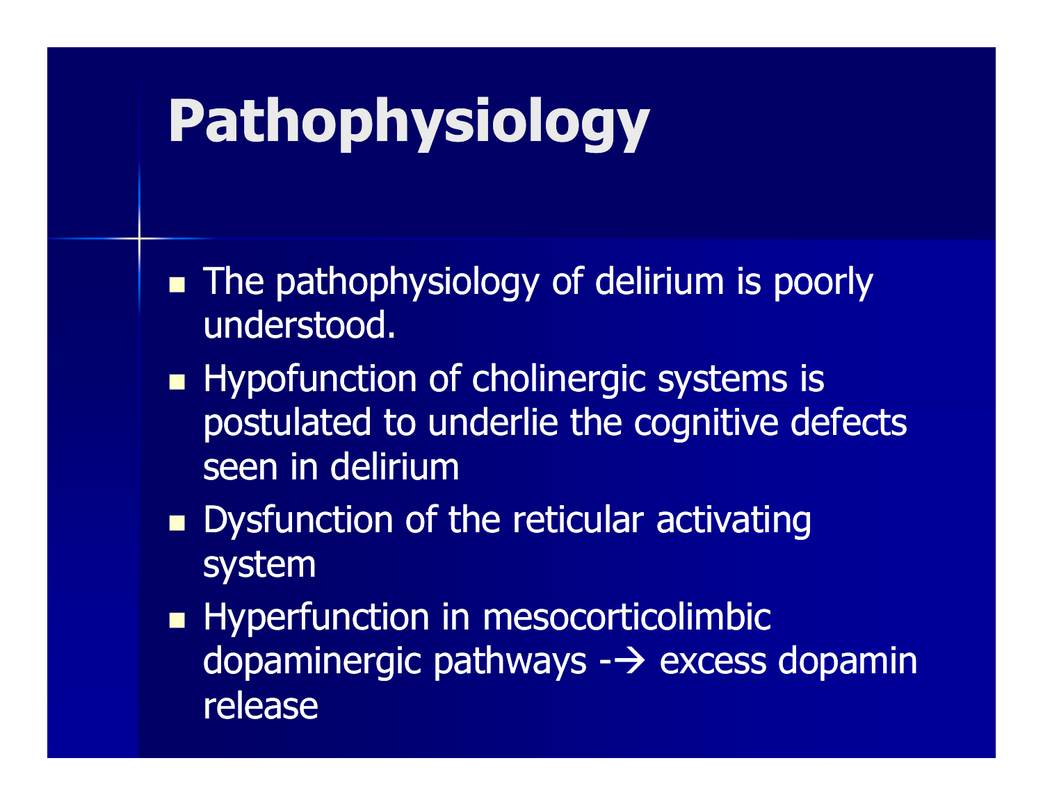# Pathophysiology

- The pathophysiology of delirium is poorly understood.
- Hypofunction of cholinergic systems is postulated to underlie the cognitive defects seen in delirium
- Dysfunction of the reticular activating system
- Hyperfunction in mesocorticolimbic dopaminergic pathways -→ excess dopamin release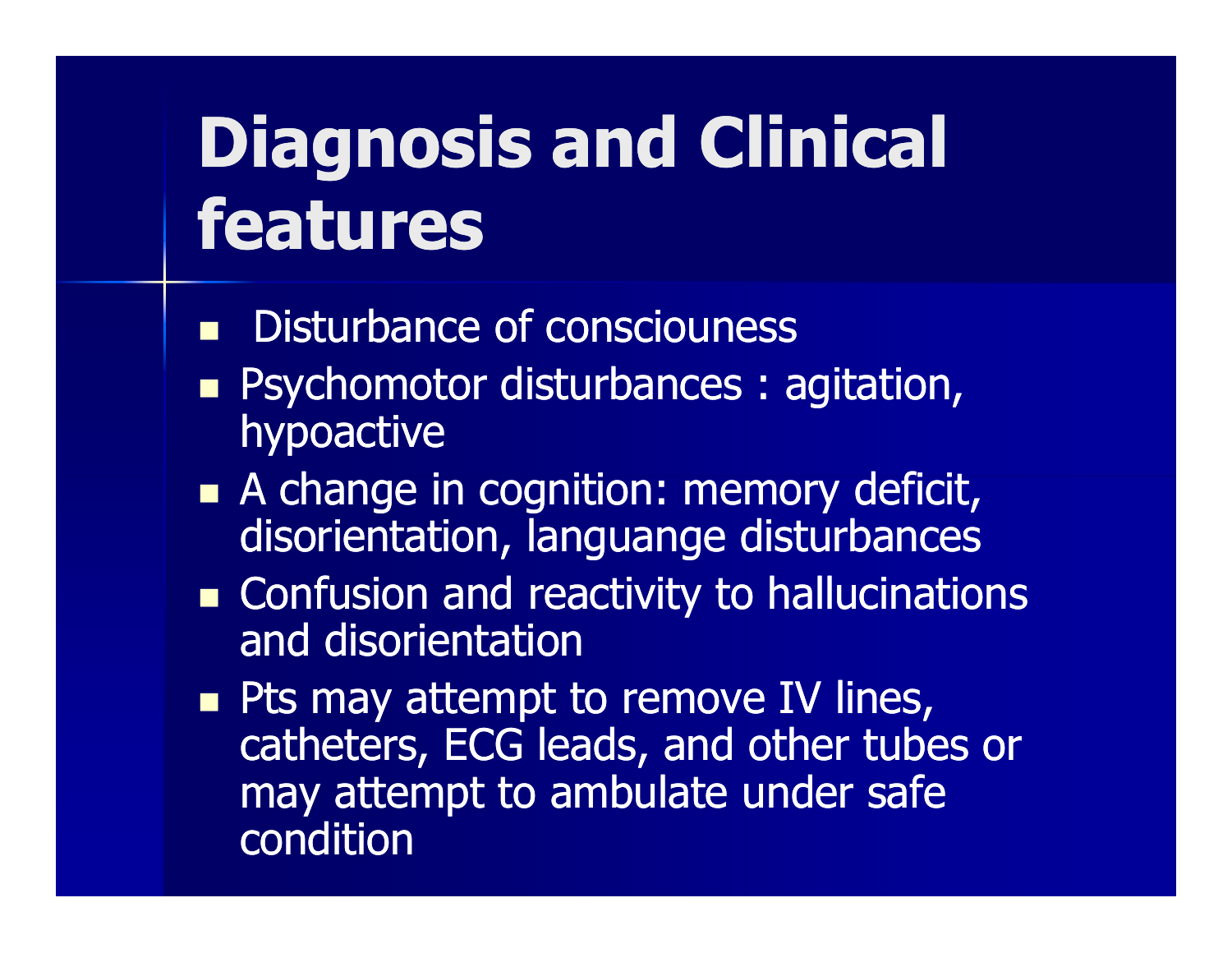# Diagnosis and Clinical features

- Disturbance of consciouness
- Psychomotor disturbances : agitation, hypoactive
- A change in cognition: memory deficit, disorientation, languange disturbances
- Confusion and reactivity to hallucinations and disorientation
- Pts may attempt to remove IV lines, catheters, ECG leads, and other tubes or may attempt to ambulate under safe condition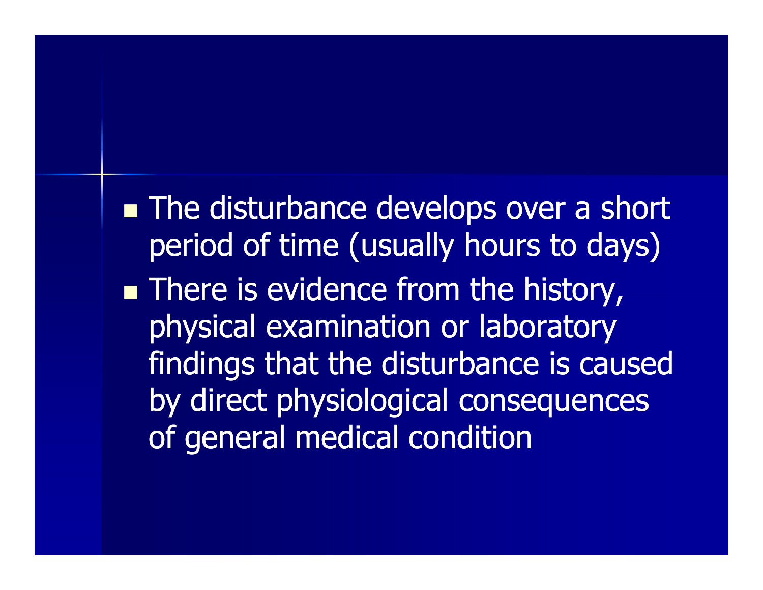- The disturbance develops over a short period of time (usually hours to days)
- There is evidence from the history, physical examination or laboratory findings that the disturbance is caused by direct physiological consequences of general medical condition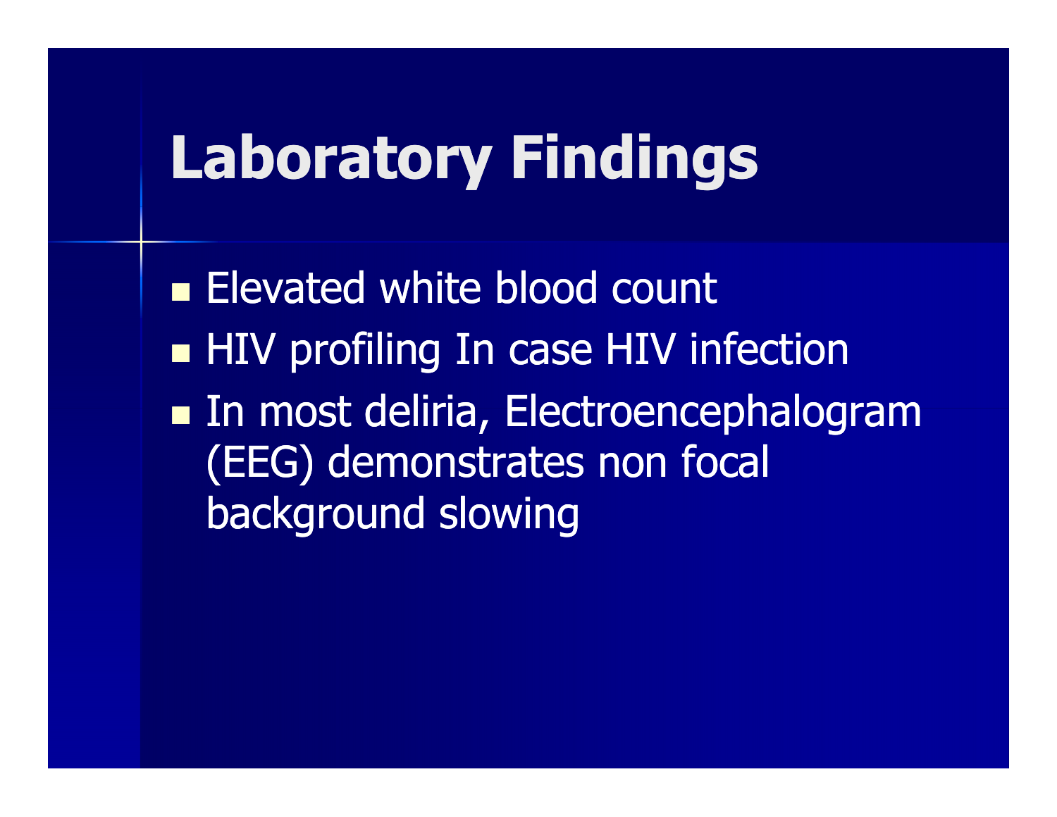# Laboratory Findings

- Elevated white blood count
- HIV profiling In case HIV infection
- In most deliria, Electroencephalogram (EEG) demonstrates non focal background slowing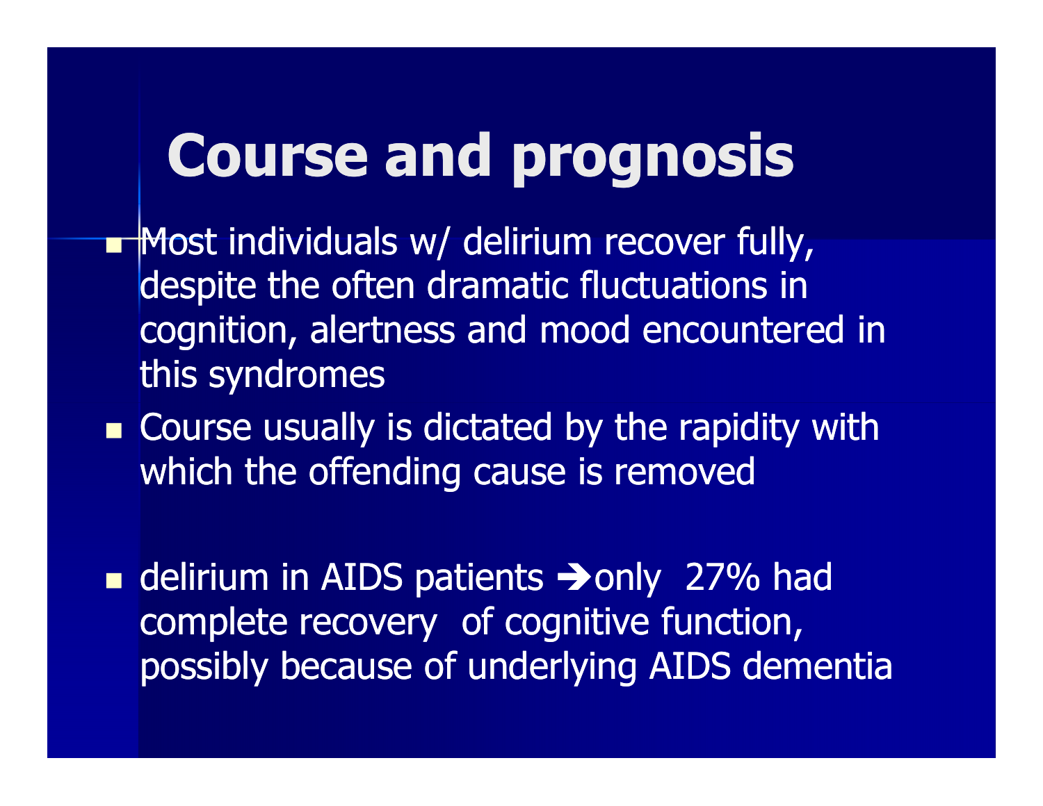# Course and prognosis

- Most individuals w/ delirium recover fully, despite the often dramatic fluctuations in cognition, alertness and mood encountered in this syndromes
- Course usually is dictated by the rapidity with which the offending cause is removed
- delirium in AIDS patients ➔only 27% had complete recovery of cognitive function, possibly because of underlying AIDS dementia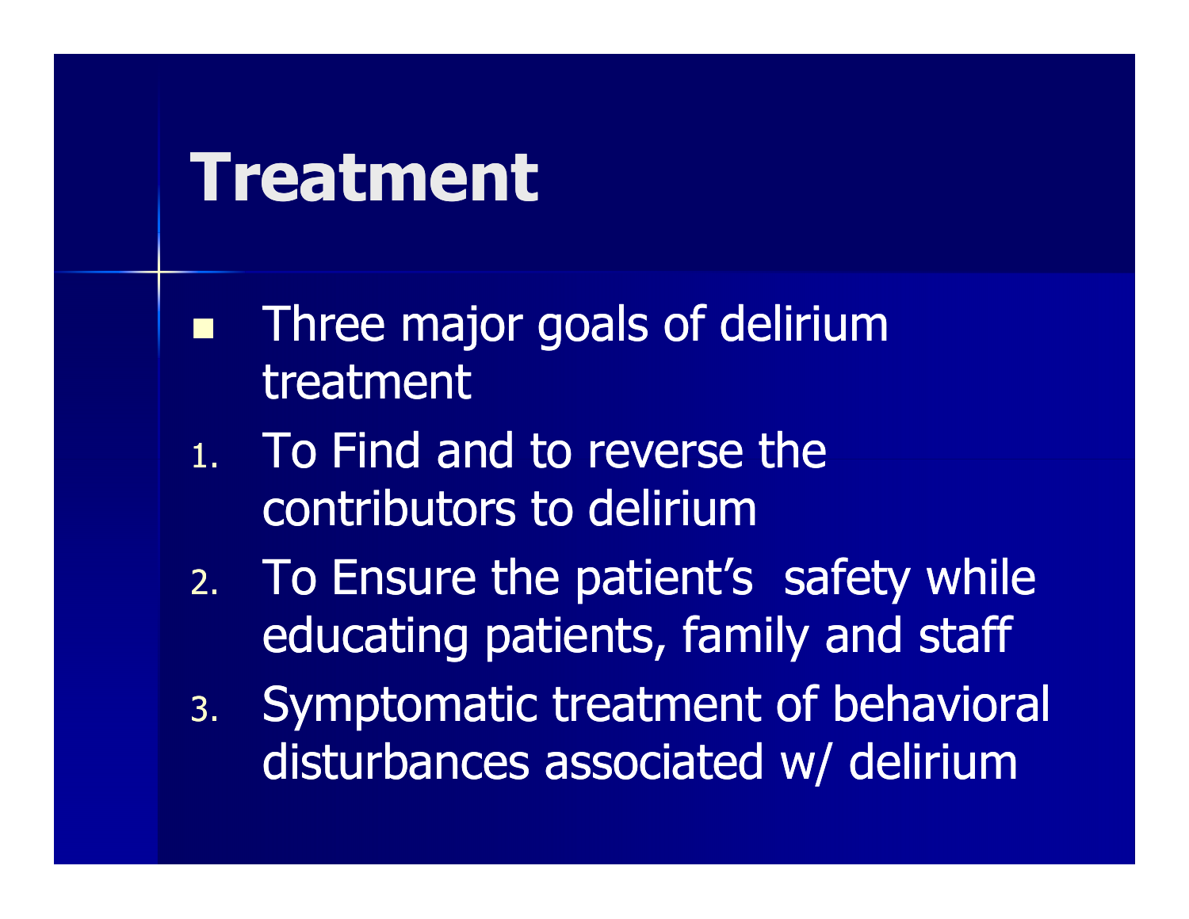# Treatment

- Three major goals of delirium treatment

1. To Find and to reverse the contributors to delirium
2. To Ensure the patient's safety while educating patients, family and staff
3. Symptomatic treatment of behavioral disturbances associated w/ delirium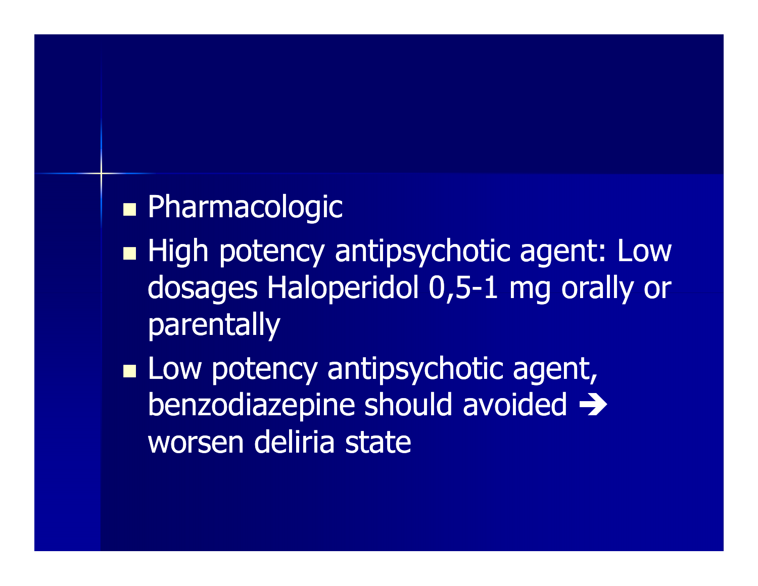- Pharmacologic
- High potency antipsychotic agent: Low dosages Haloperidol 0,5-1 mg orally or parentally
- Low potency antipsychotic agent, benzodiazepine should avoided → worsen deliria state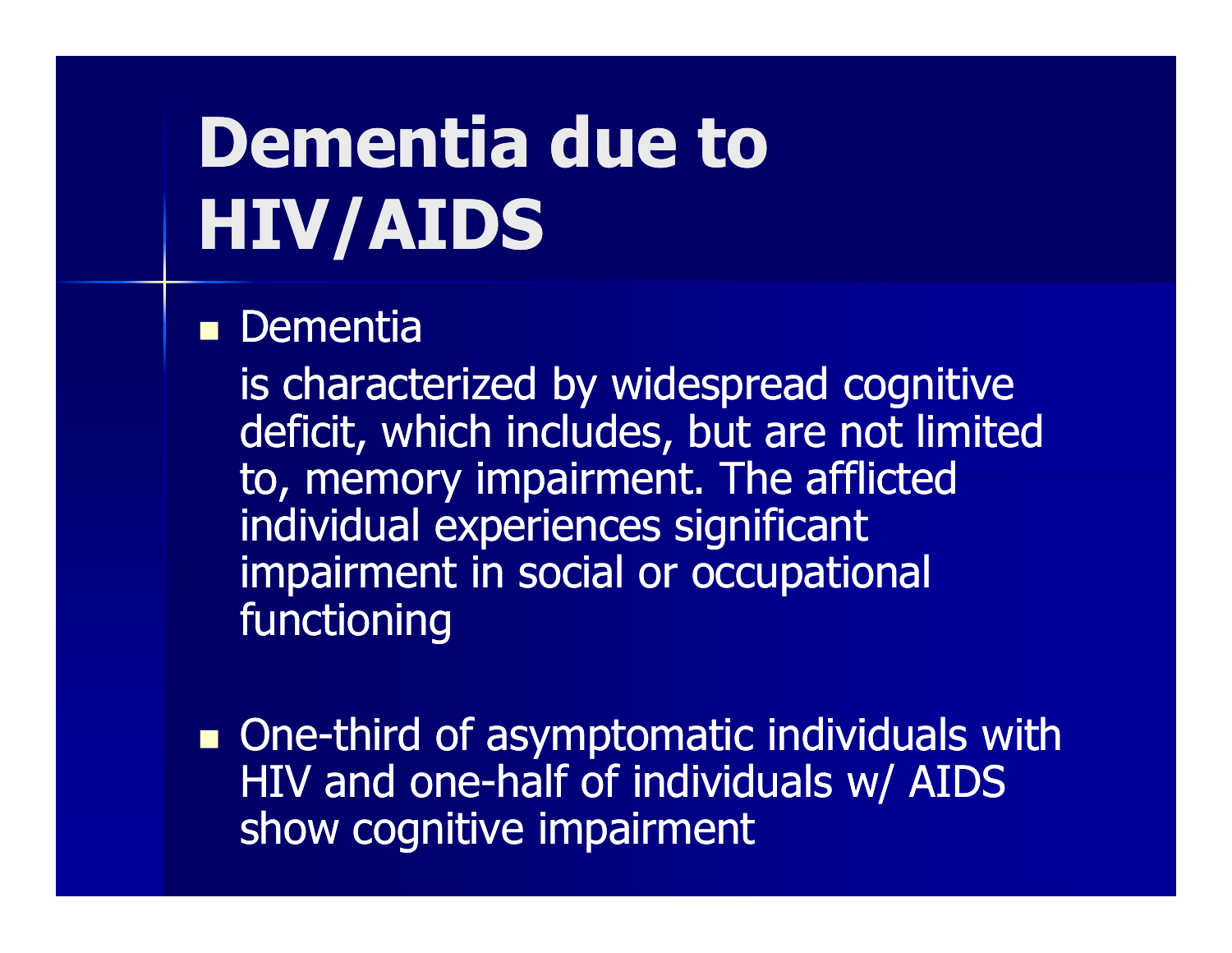# Dementia due to HIV/AIDS

- Dementia

  is characterized by widespread cognitive deficit, which includes, but are not limited to, memory impairment. The afflicted individual experiences significant impairment in social or occupational functioning

- One-third of asymptomatic individuals with HIV and one-half of individuals w/ AIDS show cognitive impairment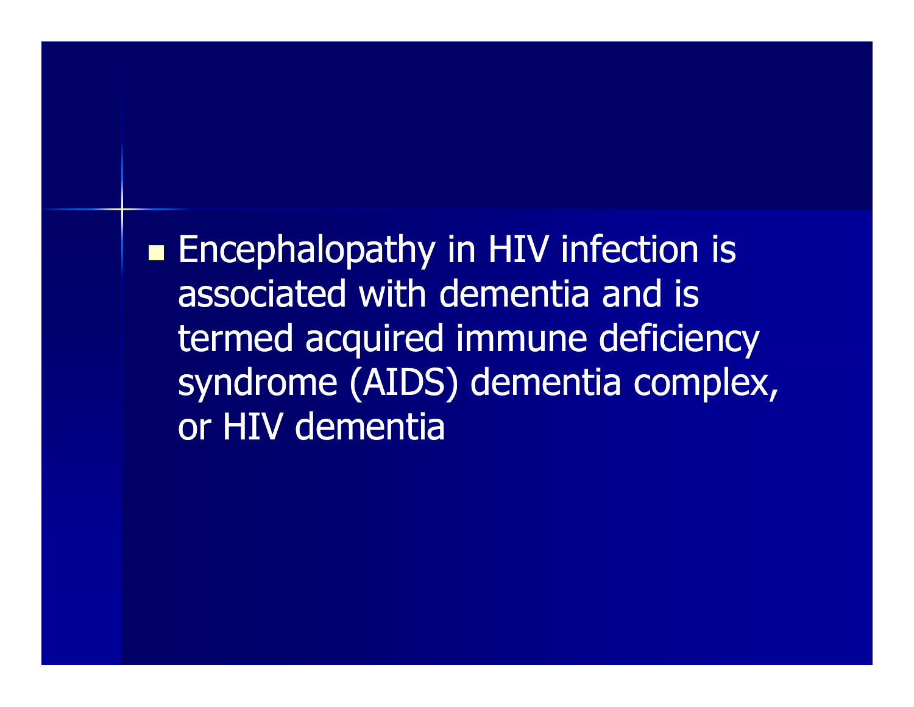- Encephalopathy in HIV infection is associated with dementia and is termed acquired immune deficiency syndrome (AIDS) dementia complex, or HIV dementia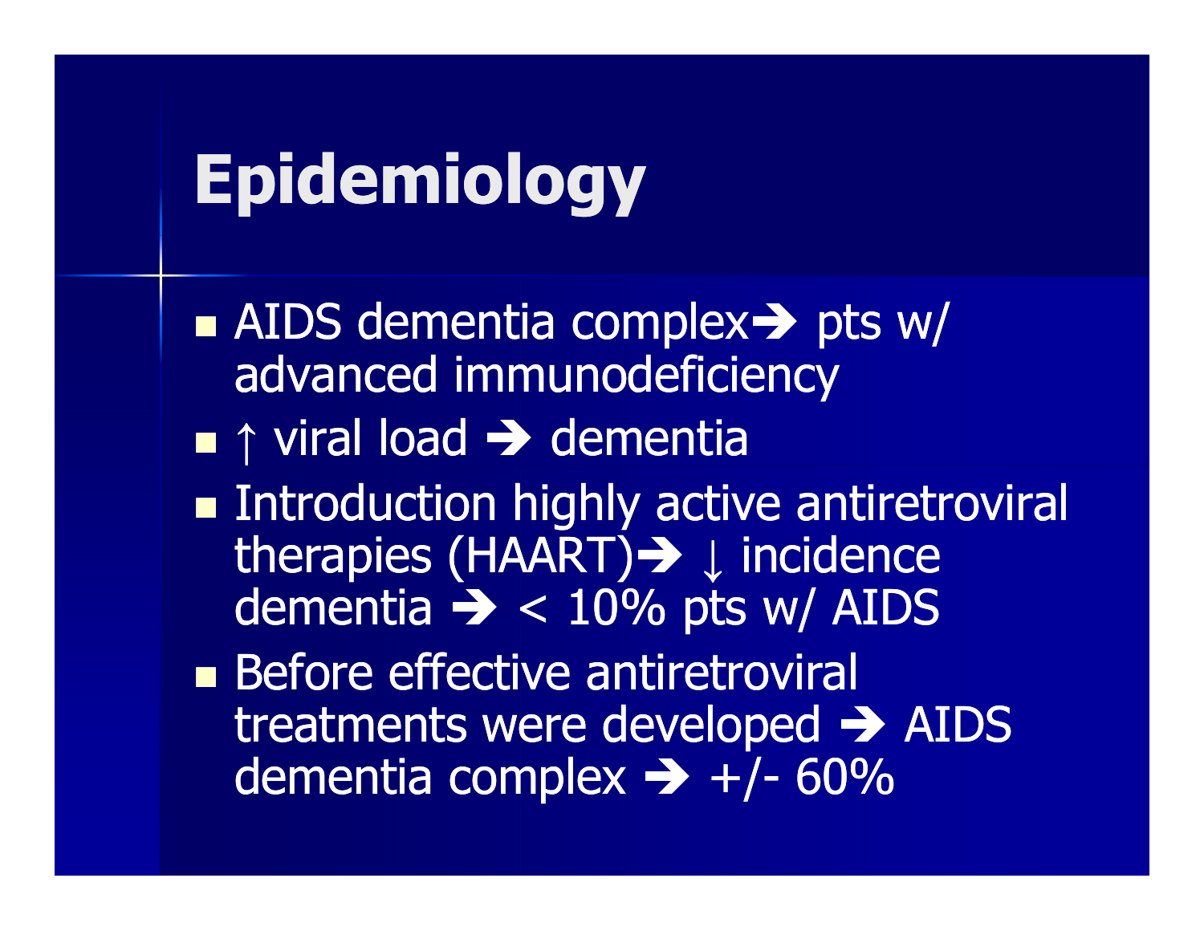# Epidemiology

- AIDS dementia complex➔ pts w/ advanced immunodeficiency
- ↑ viral load ➔ dementia
- Introduction highly active antiretroviral therapies (HAART)➔ ↓ incidence dementia ➔ < 10% pts w/ AIDS
- Before effective antiretroviral treatments were developed ➔ AIDS dementia complex ➔ +/- 60%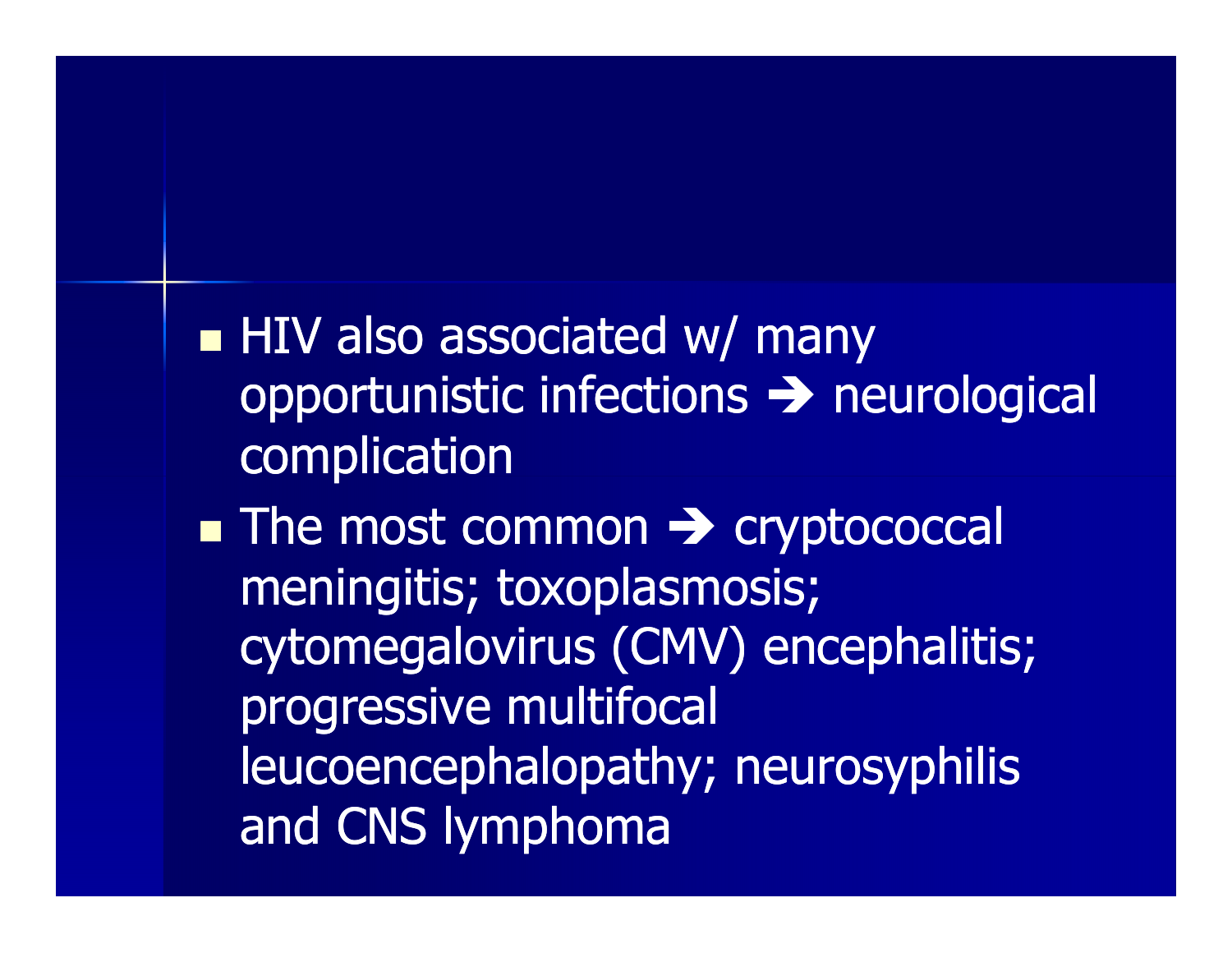- HIV also associated w/ many opportunistic infections ➔ neurological complication
- The most common ➔ cryptococcal meningitis; toxoplasmosis; cytomegalovirus (CMV) encephalitis; progressive multifocal leucoencephalopathy; neurosyphilis and CNS lymphoma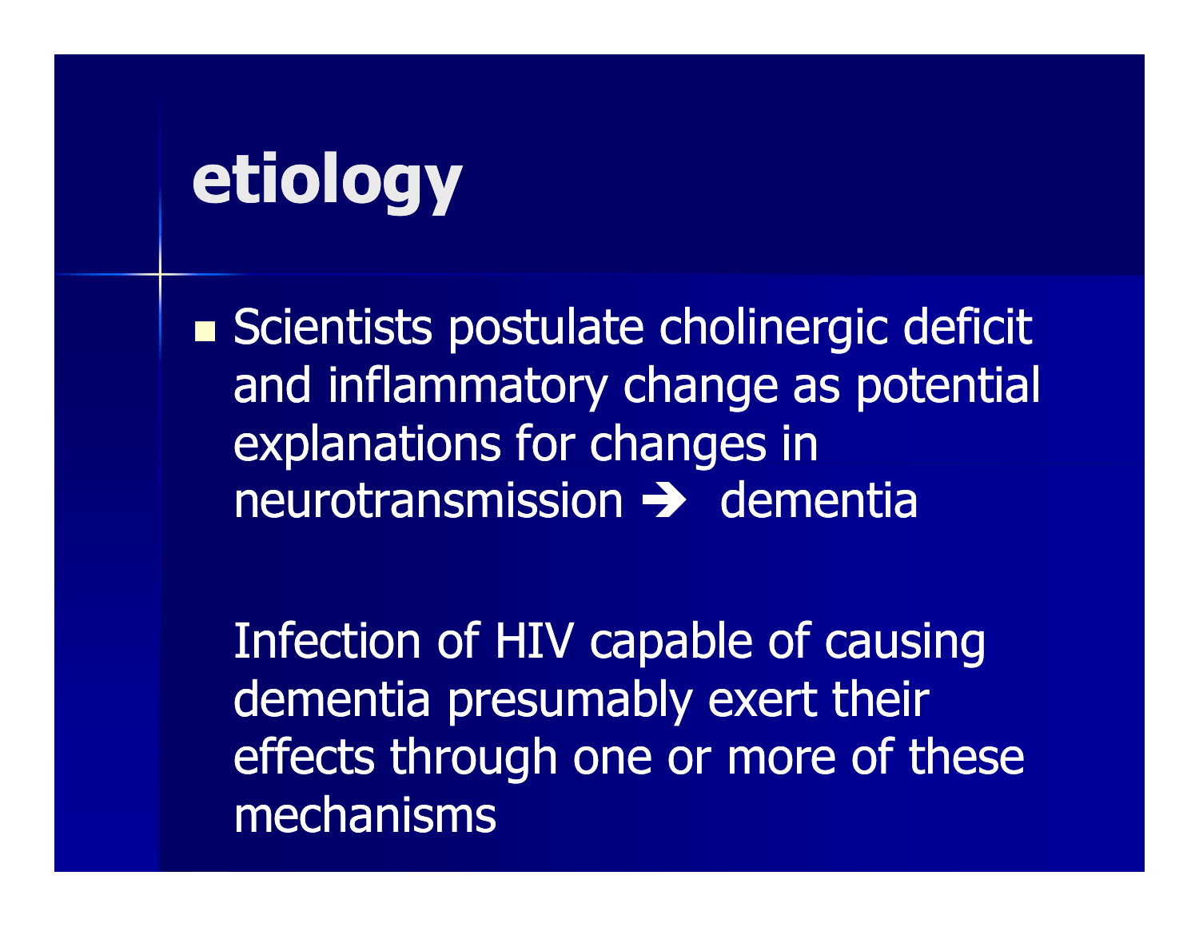# etiology

- Scientists postulate cholinergic deficit and inflammatory change as potential explanations for changes in neurotransmission ➔ dementia

  Infection of HIV capable of causing dementia presumably exert their effects through one or more of these mechanisms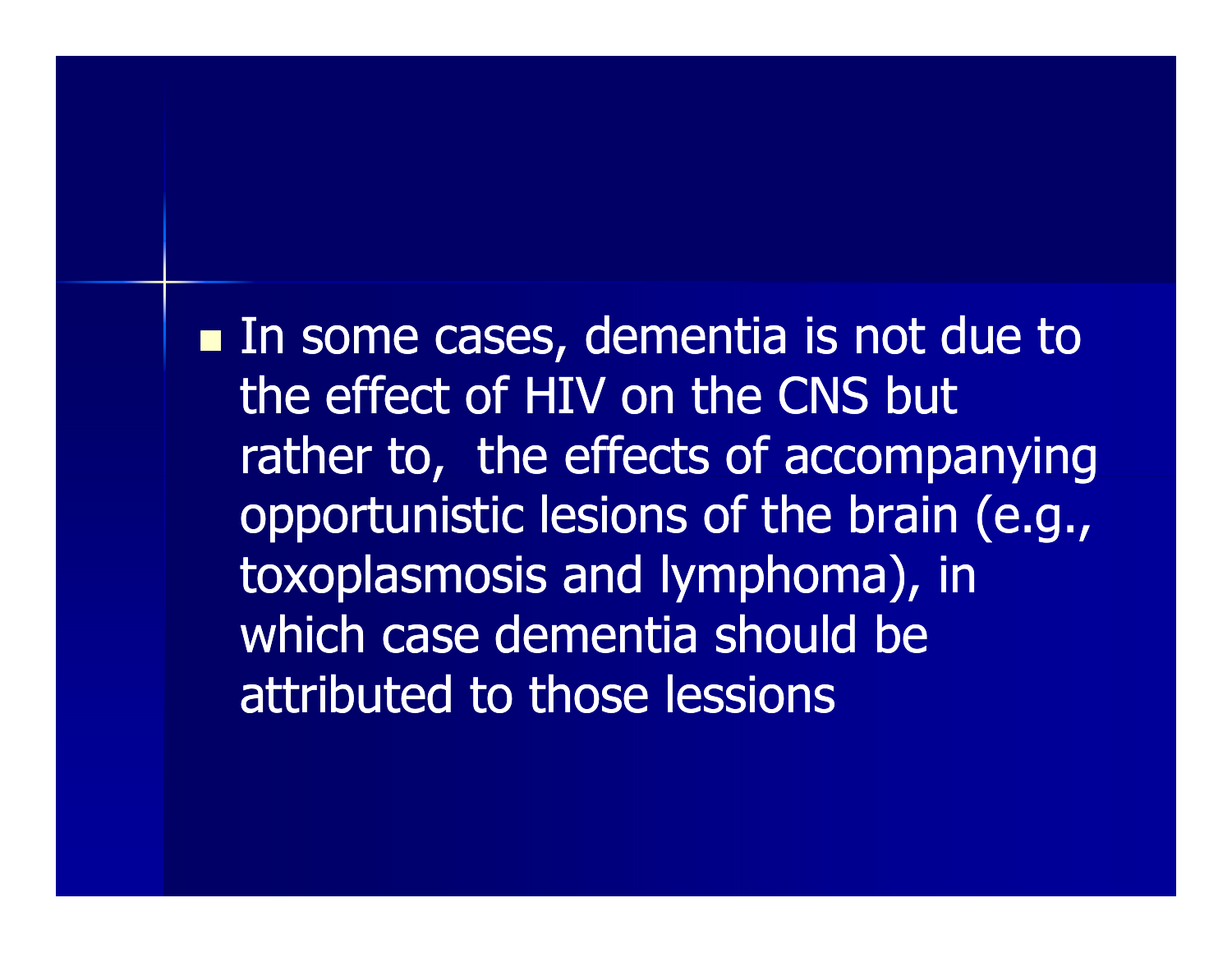- In some cases, dementia is not due to the effect of HIV on the CNS but rather to,  the effects of accompanying opportunistic lesions of the brain (e.g., toxoplasmosis and lymphoma), in which case dementia should be attributed to those lessions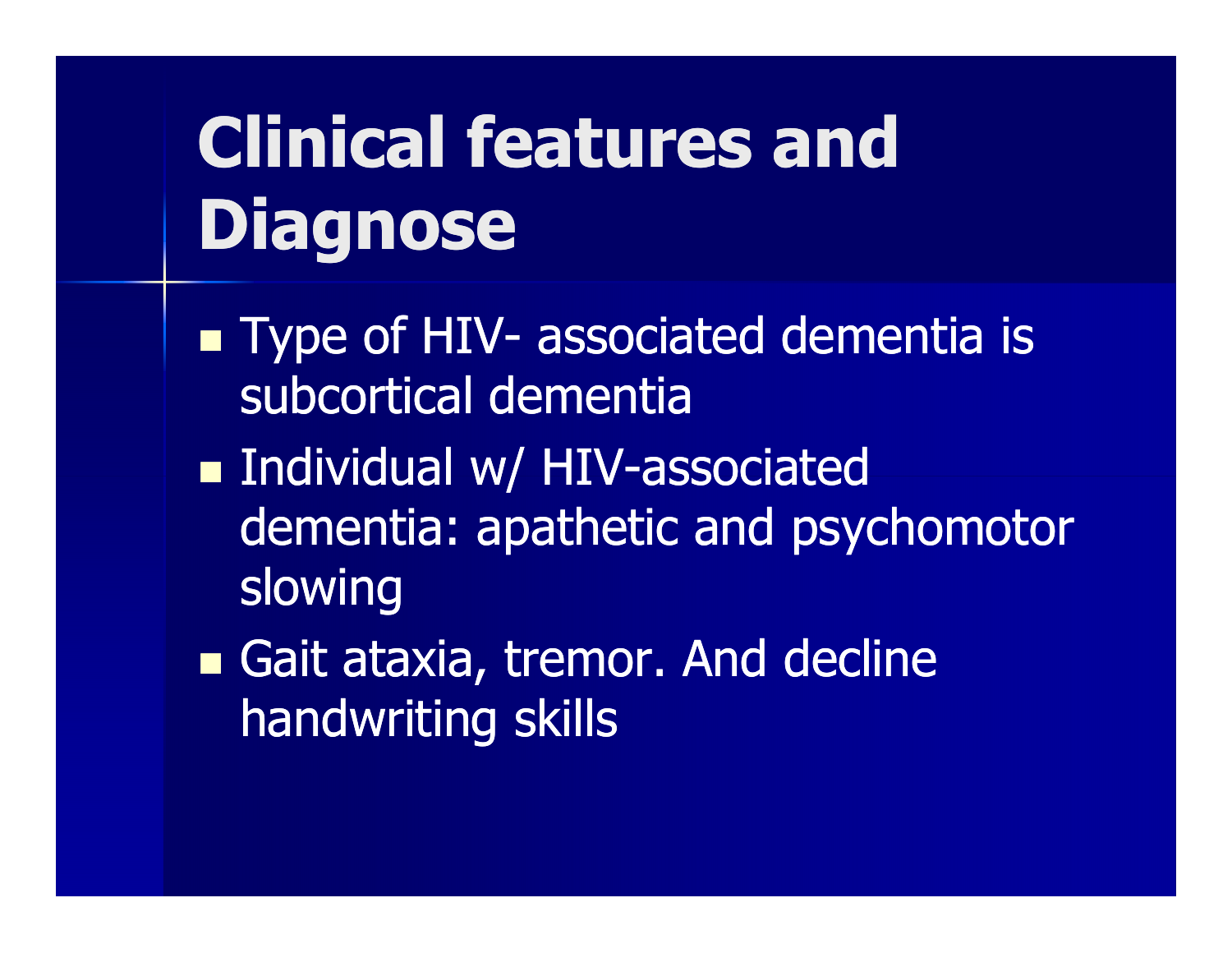# Clinical features and Diagnose

- Type of HIV- associated dementia is subcortical dementia
- Individual w/ HIV-associated dementia: apathetic and psychomotor slowing
- Gait ataxia, tremor. And decline handwriting skills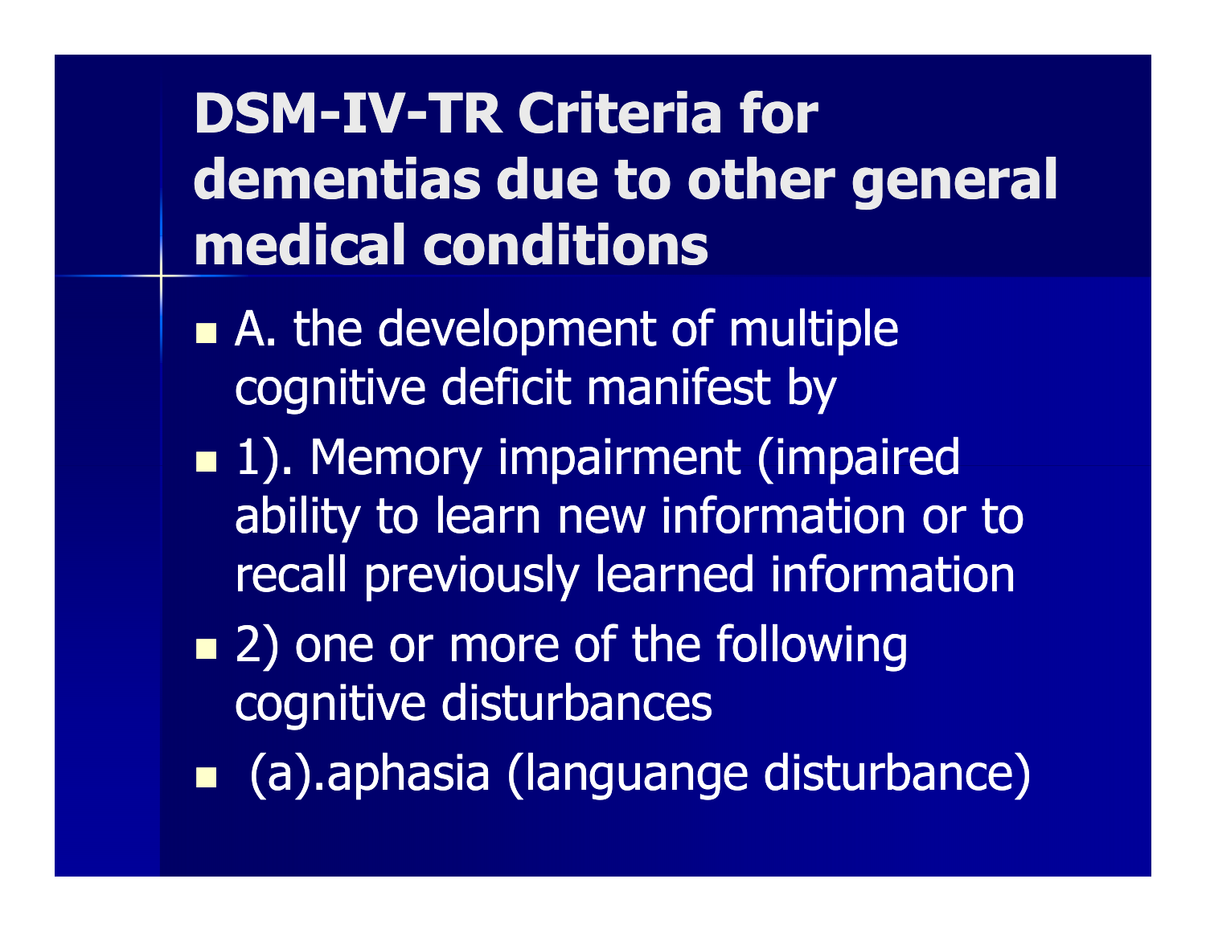# DSM-IV-TR Criteria for dementias due to other general medical conditions

- A. the development of multiple cognitive deficit manifest by
- 1). Memory impairment (impaired ability to learn new information or to recall previously learned information
- 2) one or more of the following cognitive disturbances
- (a).aphasia (languange disturbance)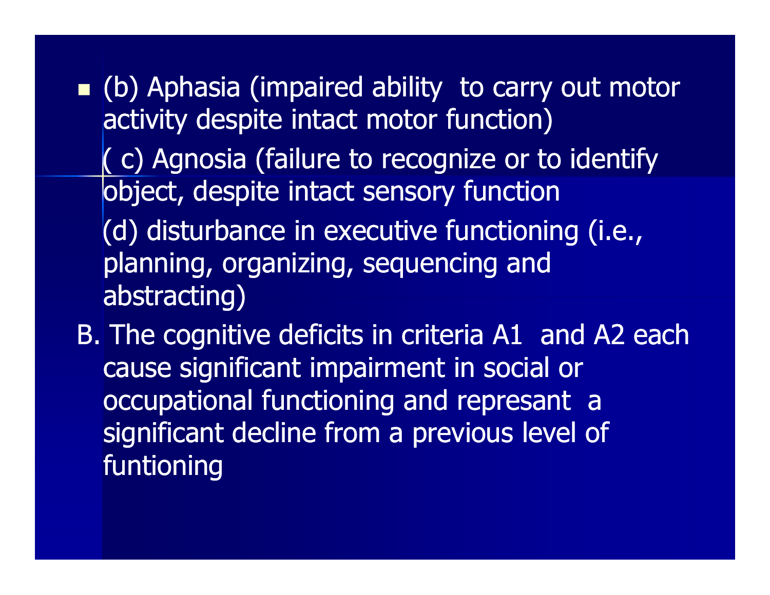- (b) Aphasia (impaired ability  to carry out motor activity despite intact motor function)

  ( c) Agnosia (failure to recognize or to identify object, despite intact sensory function

  (d) disturbance in executive functioning (i.e., planning, organizing, sequencing and abstracting)

B. The cognitive deficits in criteria A1  and A2 each cause significant impairment in social or occupational functioning and represant  a significant decline from a previous level of funtioning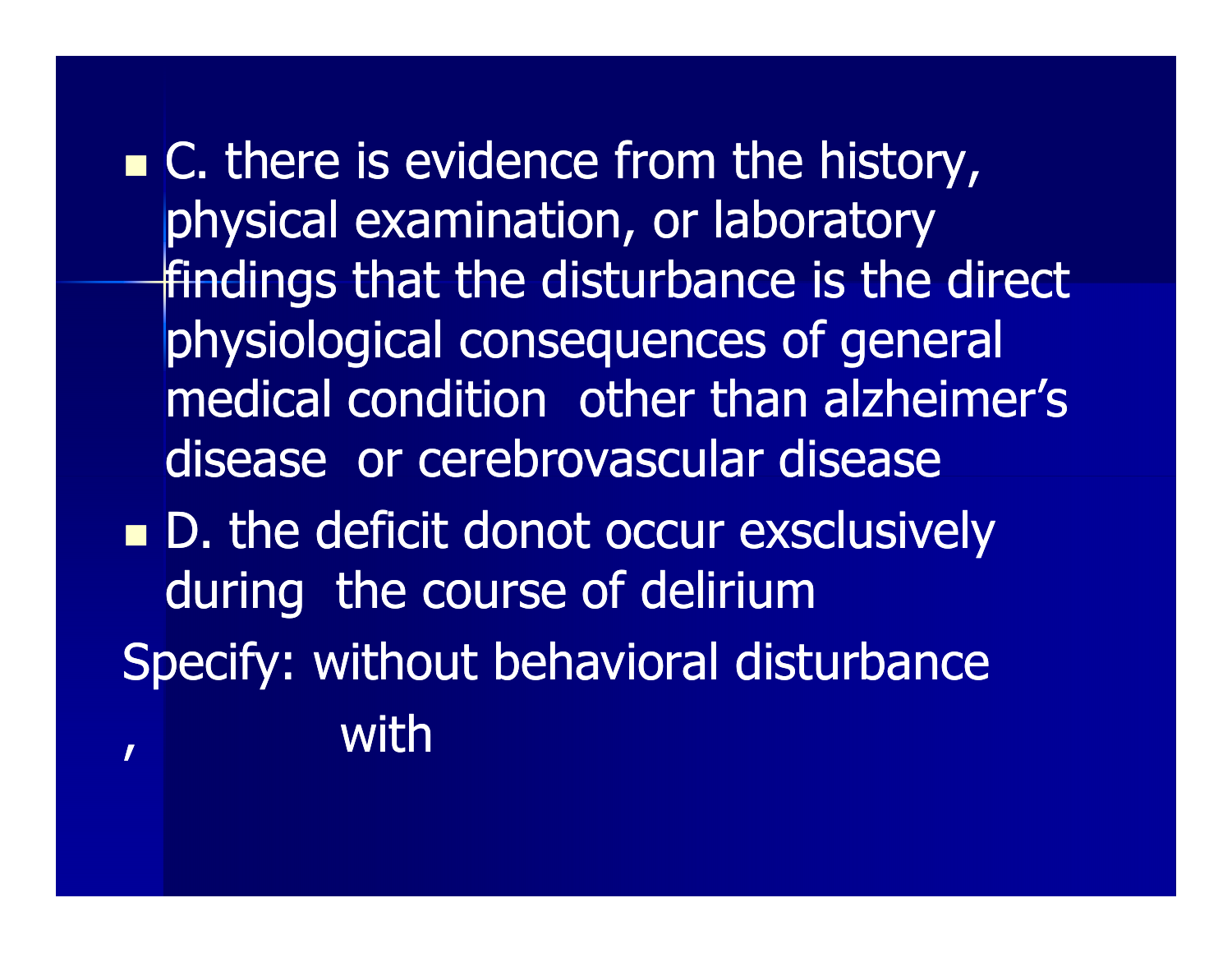- C. there is evidence from the history, physical examination, or laboratory findings that the disturbance is the direct physiological consequences of general medical condition other than alzheimer's disease or cerebrovascular disease
- D. the deficit donot occur exsclusively during the course of delirium

Specify: without behavioral disturbance

, with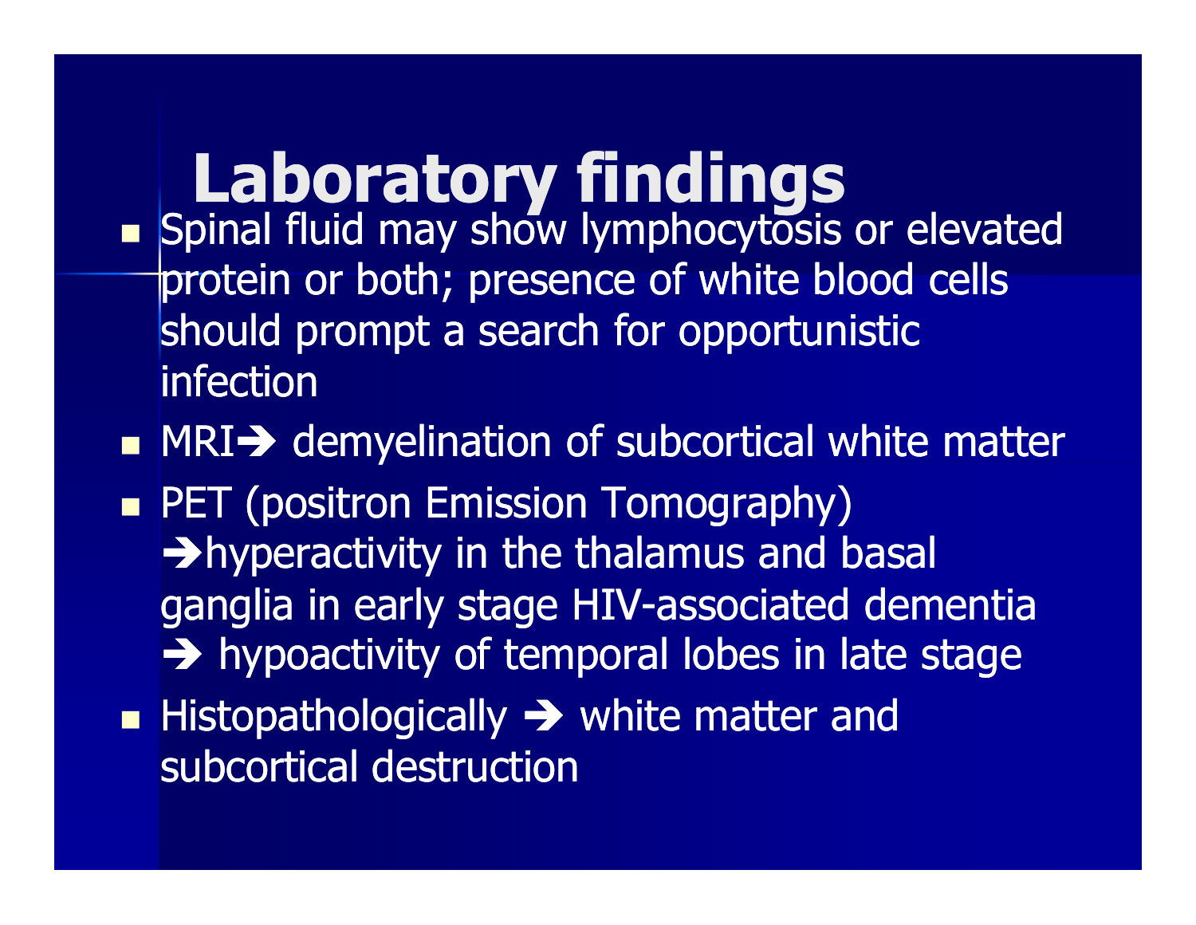# Laboratory findings

- Spinal fluid may show lymphocytosis or elevated protein or both; presence of white blood cells should prompt a search for opportunistic infection
- MRI➔ demyelination of subcortical white matter
- PET (positron Emission Tomography) ➔hyperactivity in the thalamus and basal ganglia in early stage HIV-associated dementia ➔ hypoactivity of temporal lobes in late stage
- Histopathologically ➔ white matter and subcortical destruction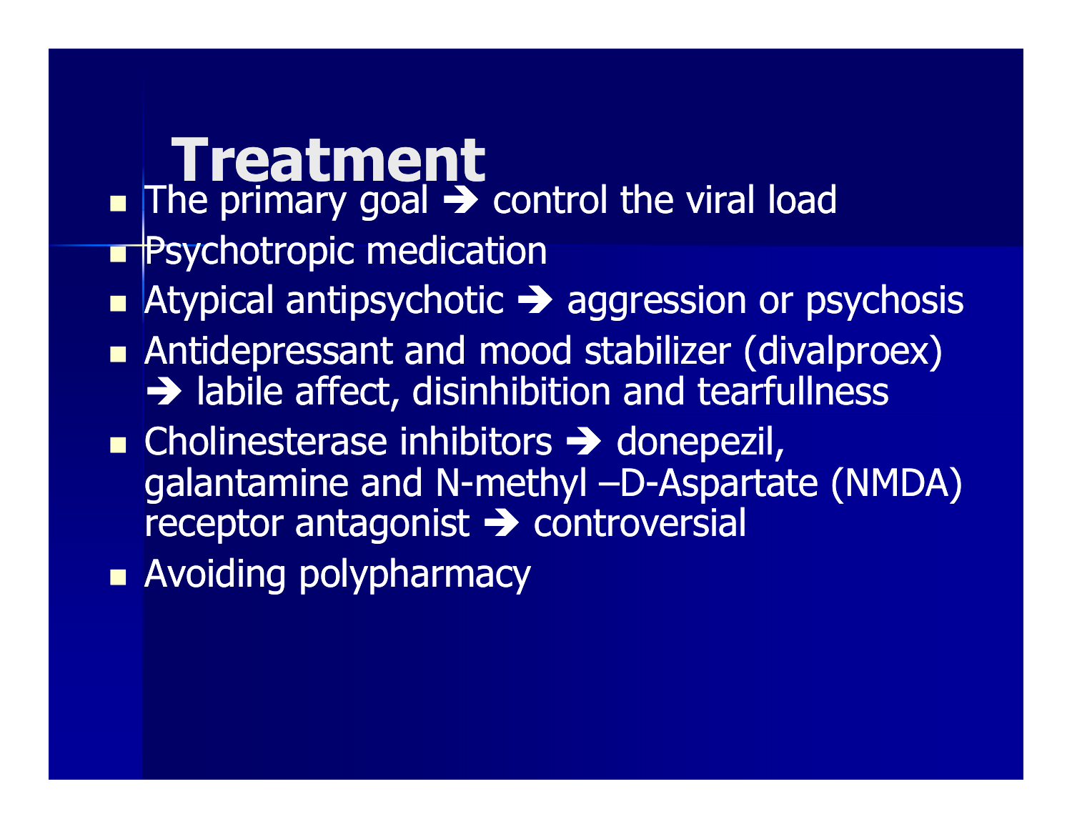# Treatment

- The primary goal ➔ control the viral load
- Psychotropic medication
- Atypical antipsychotic ➔ aggression or psychosis
- Antidepressant and mood stabilizer (divalproex) ➔ labile affect, disinhibition and tearfullness
- Cholinesterase inhibitors ➔ donepezil, galantamine and N-methyl –D-Aspartate (NMDA) receptor antagonist ➔ controversial
- Avoiding polypharmacy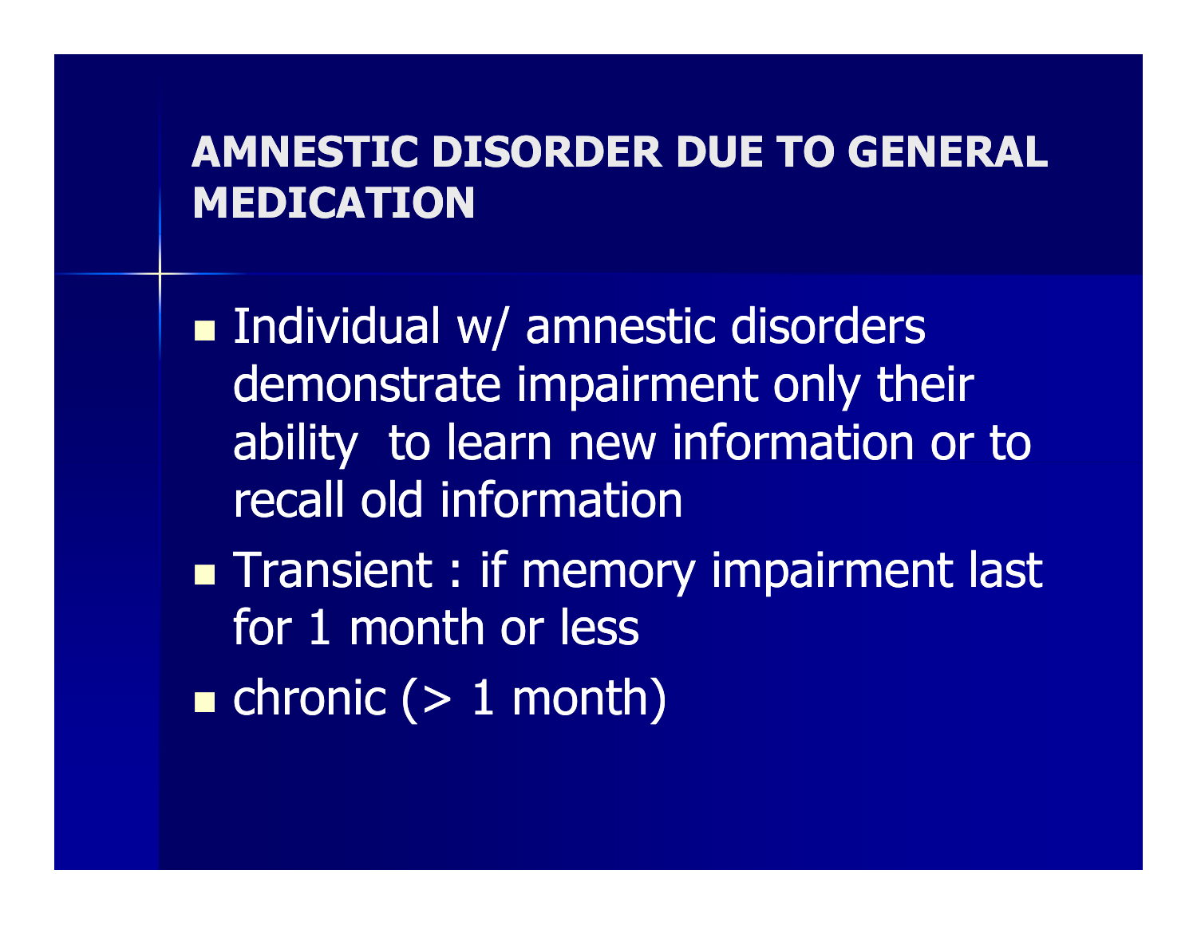## AMNESTIC DISORDER DUE TO GENERAL MEDICATION

- Individual w/ amnestic disorders demonstrate impairment only their ability to learn new information or to recall old information
- Transient : if memory impairment last for 1 month or less
- chronic (> 1 month)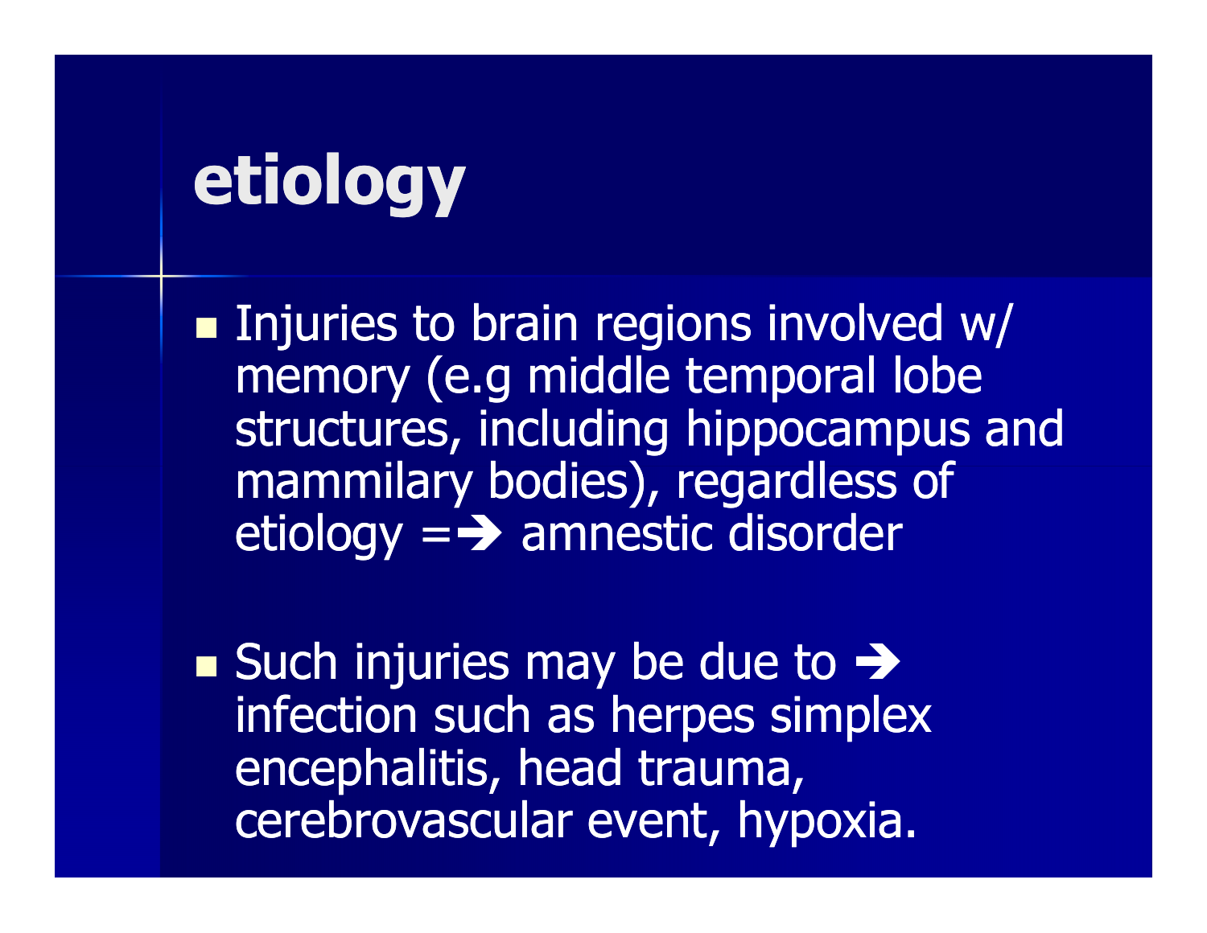# etiology

- Injuries to brain regions involved w/ memory (e.g middle temporal lobe structures, including hippocampus and mammilary bodies), regardless of etiology =➔ amnestic disorder

- Such injuries may be due to ➔ infection such as herpes simplex encephalitis, head trauma, cerebrovascular event, hypoxia.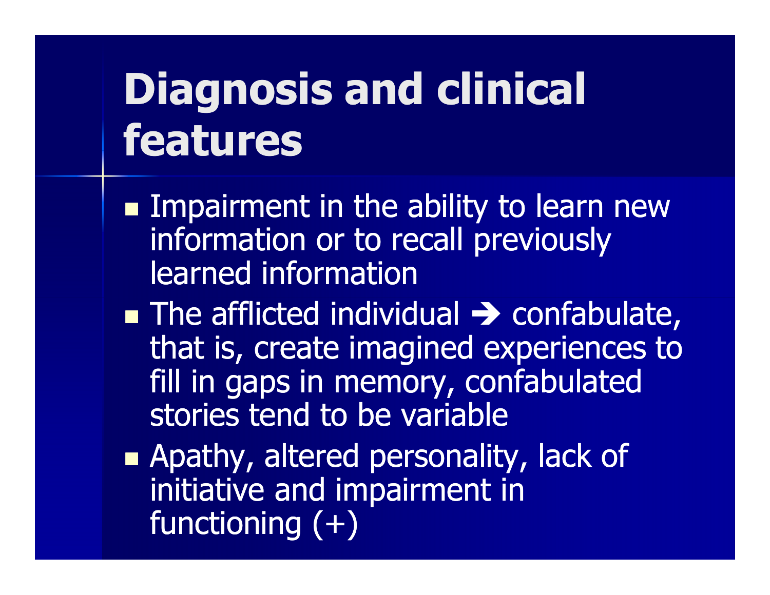# Diagnosis and clinical features

- Impairment in the ability to learn new information or to recall previously learned information
- The afflicted individual → confabulate, that is, create imagined experiences to fill in gaps in memory, confabulated stories tend to be variable
- Apathy, altered personality, lack of initiative and impairment in functioning (+)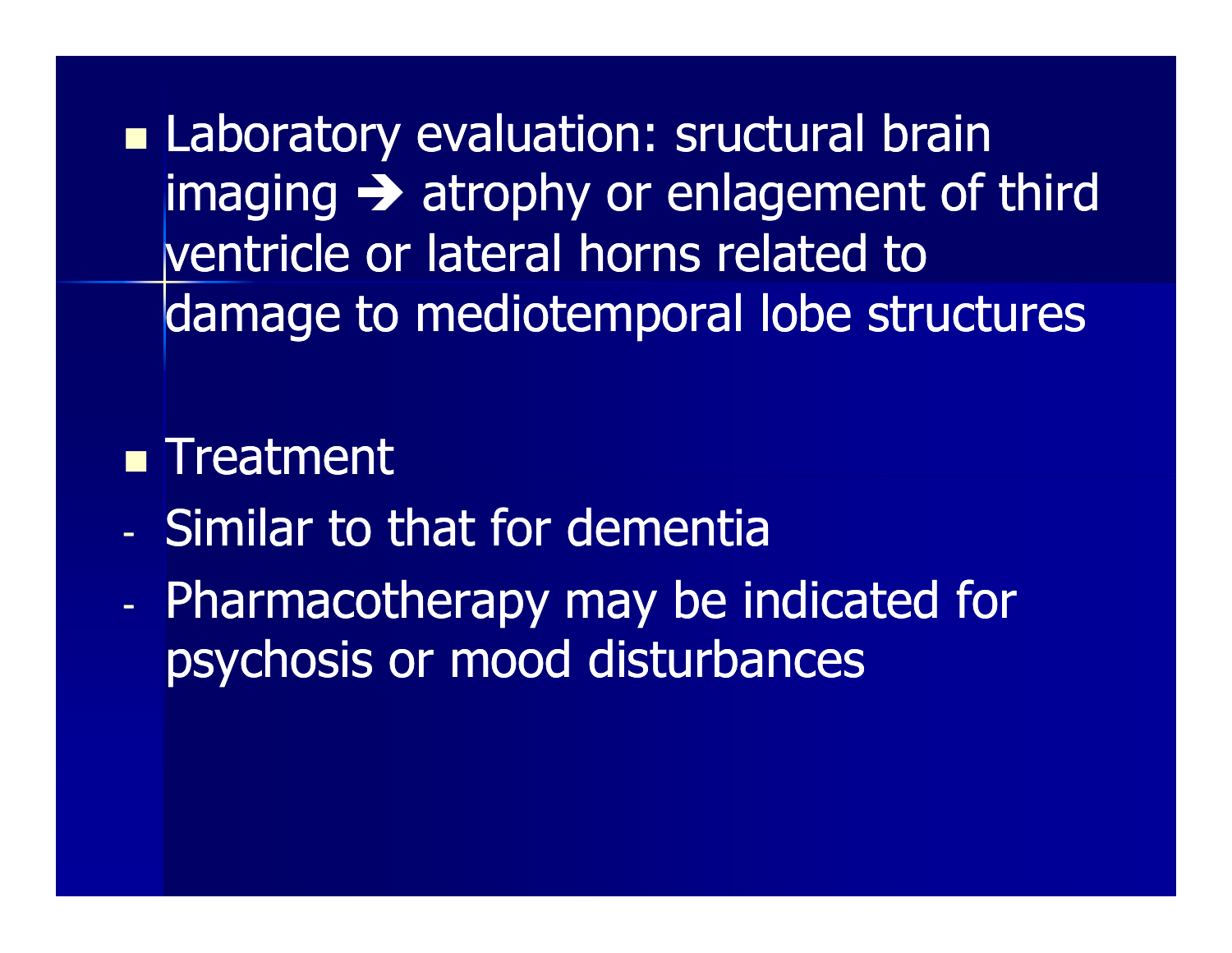- Laboratory evaluation: sructural brain imaging ➔ atrophy or enlagement of third ventricle or lateral horns related to damage to mediotemporal lobe structures

- Treatment
  - Similar to that for dementia
  - Pharmacotherapy may be indicated for psychosis or mood disturbances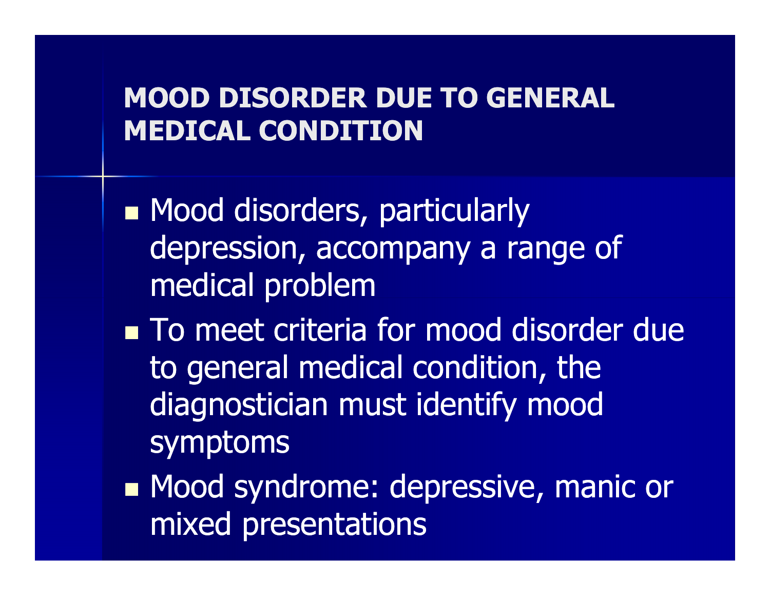# MOOD DISORDER DUE TO GENERAL MEDICAL CONDITION

- Mood disorders, particularly depression, accompany a range of medical problem
- To meet criteria for mood disorder due to general medical condition, the diagnostician must identify mood symptoms
- Mood syndrome: depressive, manic or mixed presentations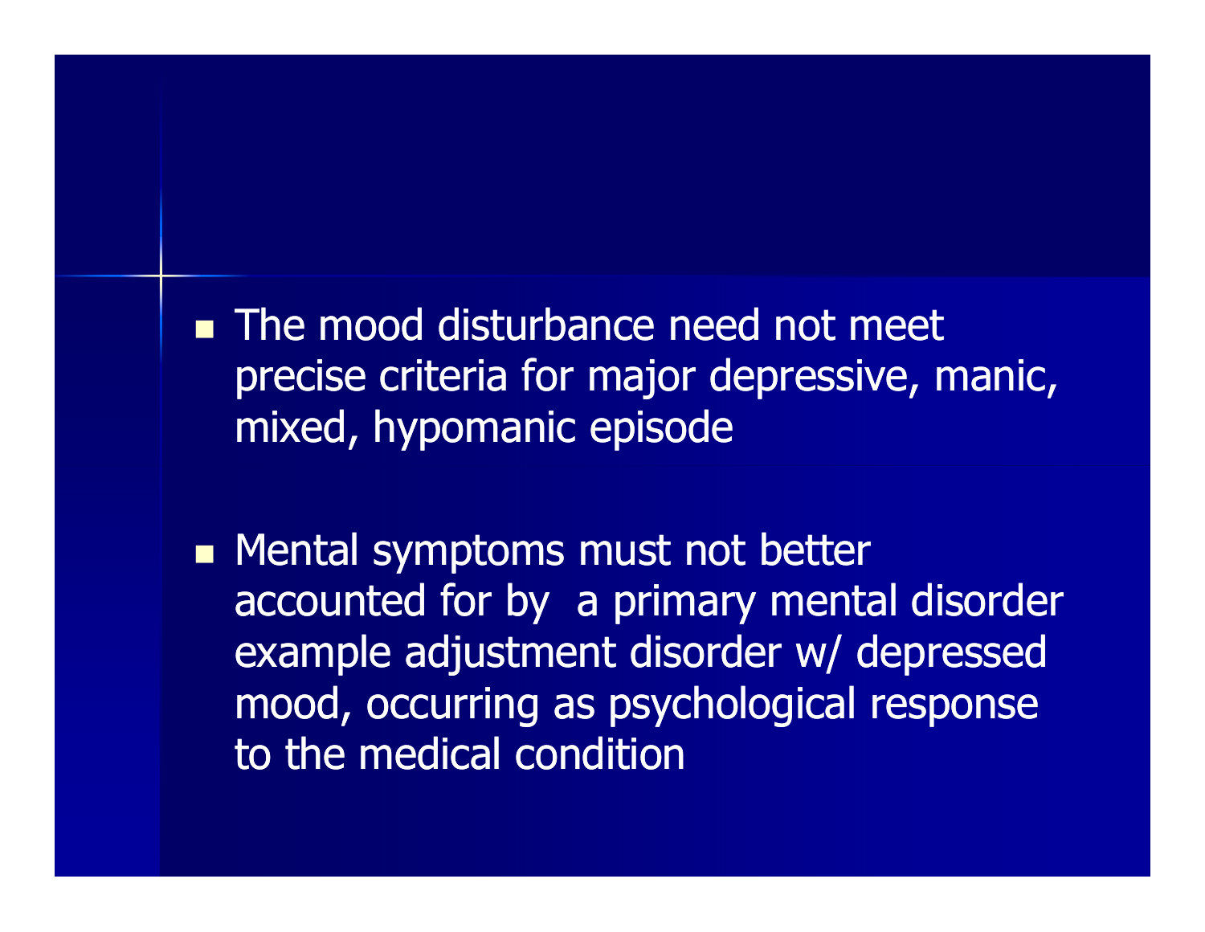- The mood disturbance need not meet precise criteria for major depressive, manic, mixed, hypomanic episode

- Mental symptoms must not better accounted for by  a primary mental disorder example adjustment disorder w/ depressed mood, occurring as psychological response to the medical condition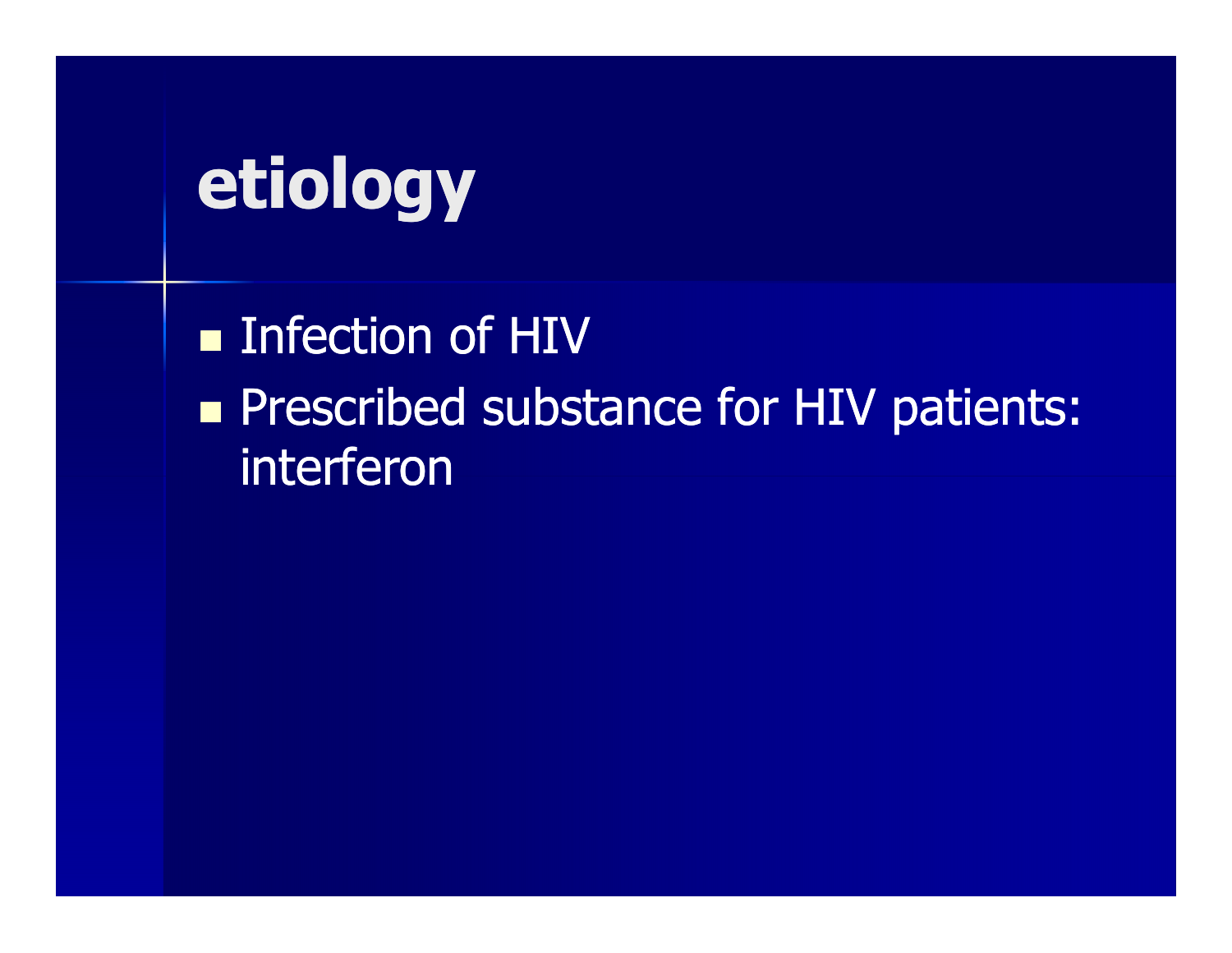# etiology

- Infection of HIV
- Prescribed substance for HIV patients: interferon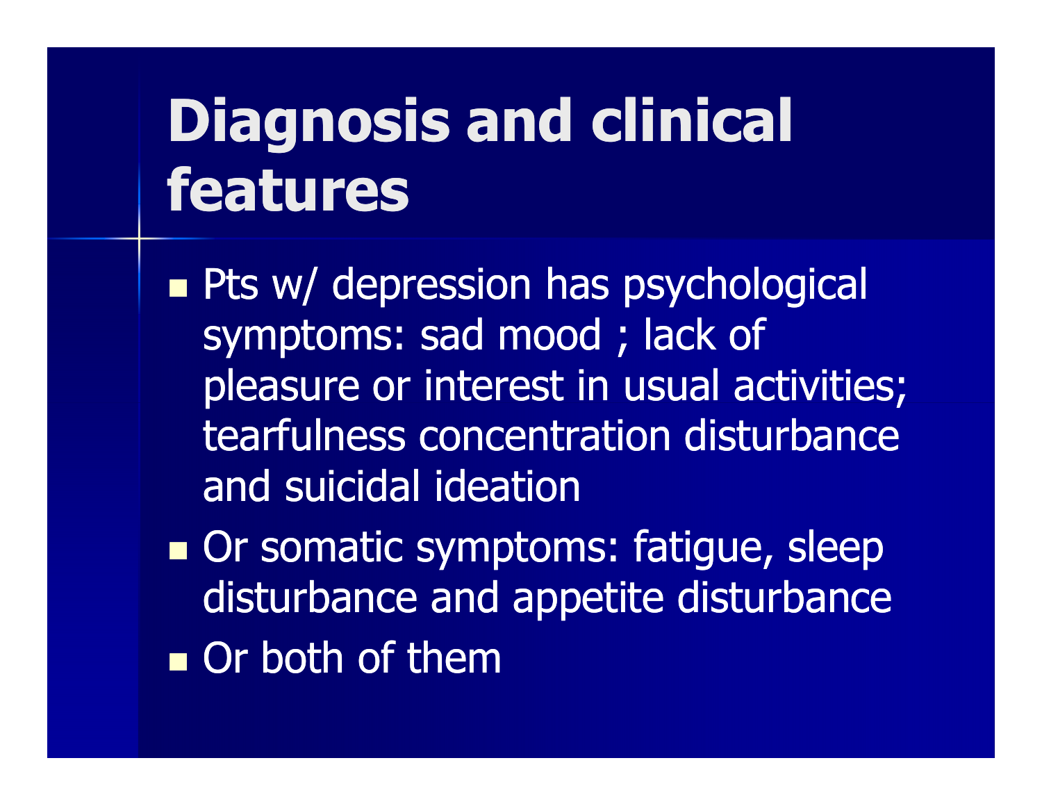# Diagnosis and clinical features

- Pts w/ depression has psychological symptoms: sad mood ; lack of pleasure or interest in usual activities; tearfulness concentration disturbance and suicidal ideation
- Or somatic symptoms: fatigue, sleep disturbance and appetite disturbance
- Or both of them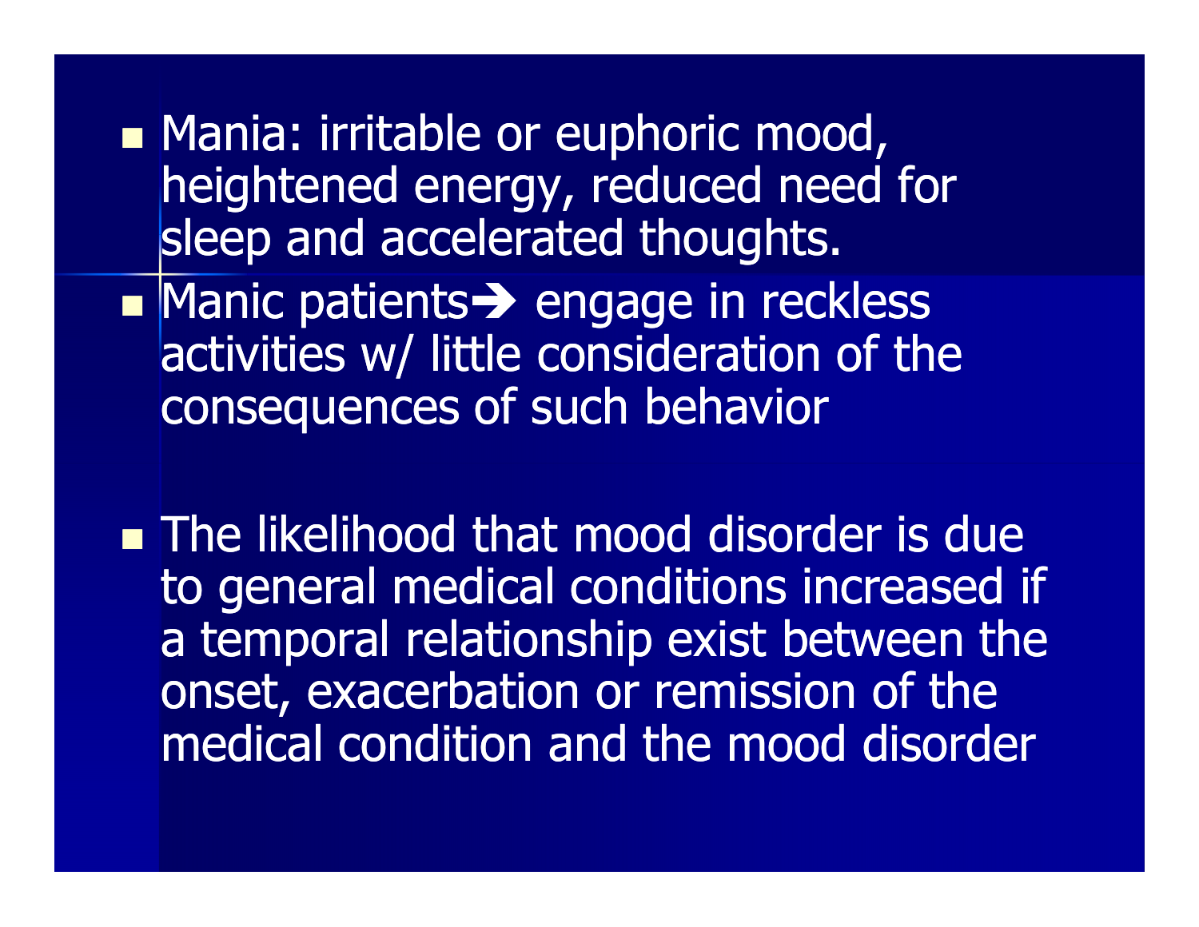- Mania: irritable or euphoric mood, heightened energy, reduced need for sleep and accelerated thoughts.
- Manic patients➔ engage in reckless activities w/ little consideration of the consequences of such behavior

- The likelihood that mood disorder is due to general medical conditions increased if a temporal relationship exist between the onset, exacerbation or remission of the medical condition and the mood disorder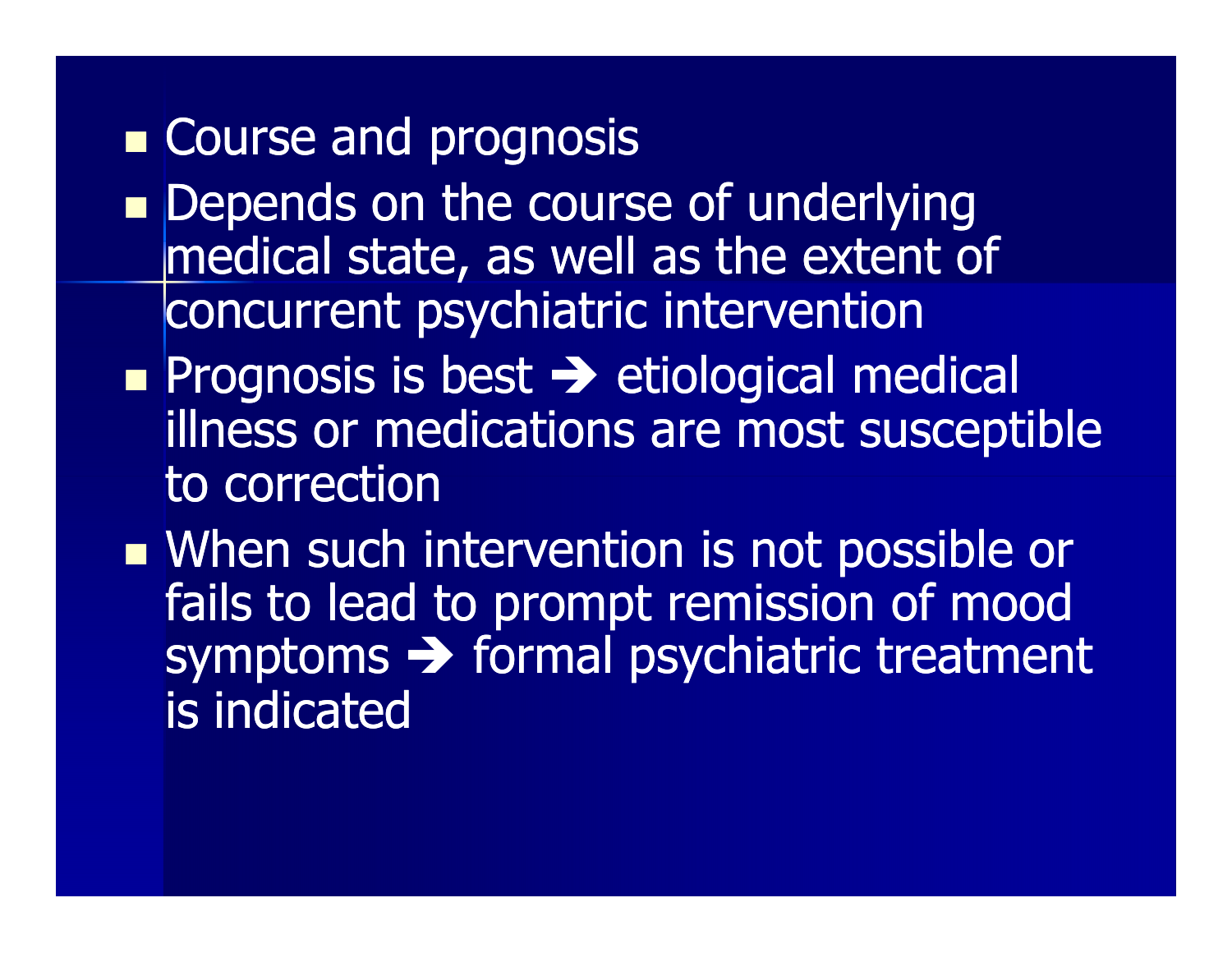- Course and prognosis
- Depends on the course of underlying medical state, as well as the extent of concurrent psychiatric intervention
- Prognosis is best → etiological medical illness or medications are most susceptible to correction
- When such intervention is not possible or fails to lead to prompt remission of mood symptoms → formal psychiatric treatment is indicated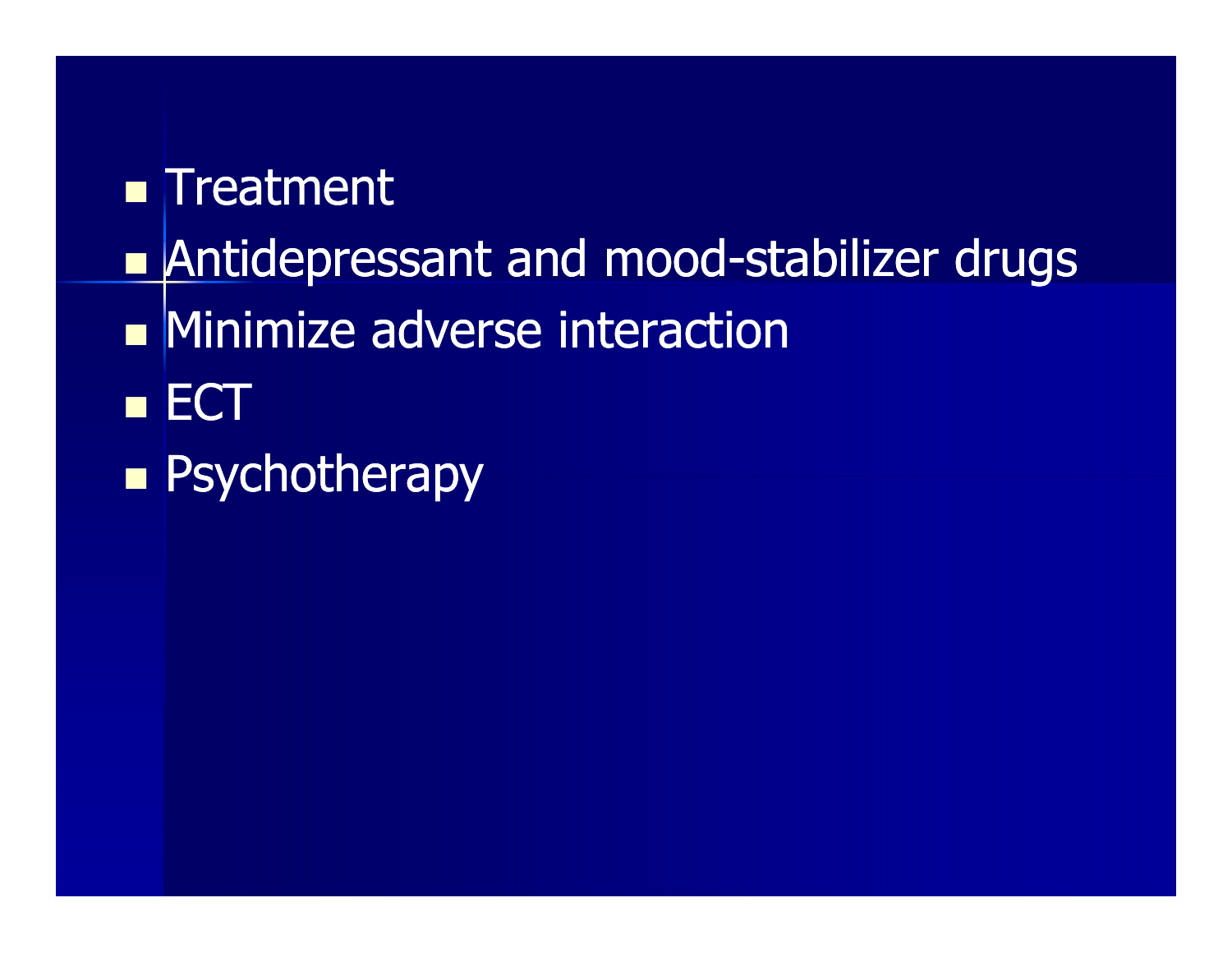- Treatment
- Antidepressant and mood-stabilizer drugs
- Minimize adverse interaction
- ECT
- Psychotherapy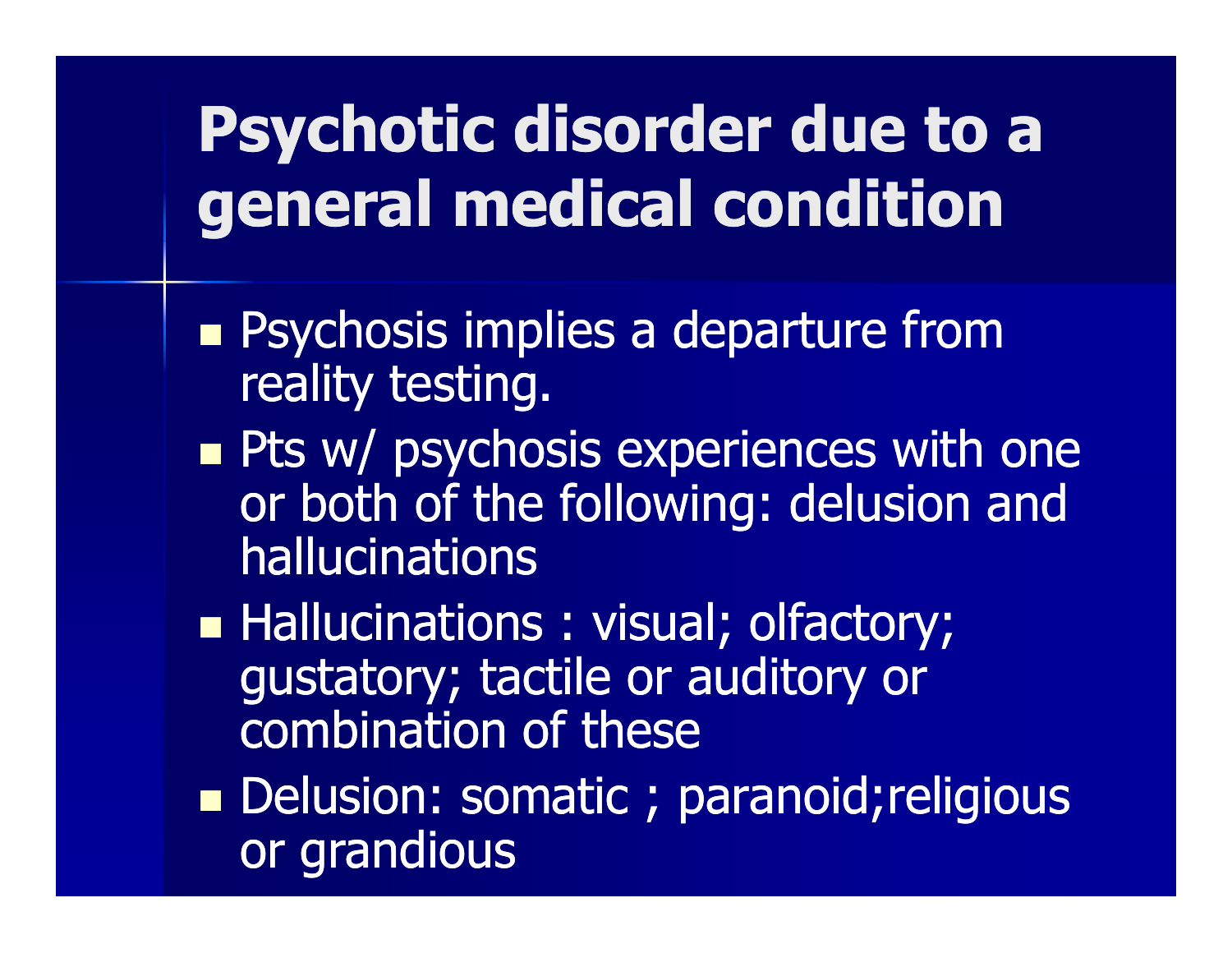# Psychotic disorder due to a general medical condition

- Psychosis implies a departure from reality testing.
- Pts w/ psychosis experiences with one or both of the following: delusion and hallucinations
- Hallucinations : visual; olfactory; gustatory; tactile or auditory or combination of these
- Delusion: somatic ; paranoid;religious or grandious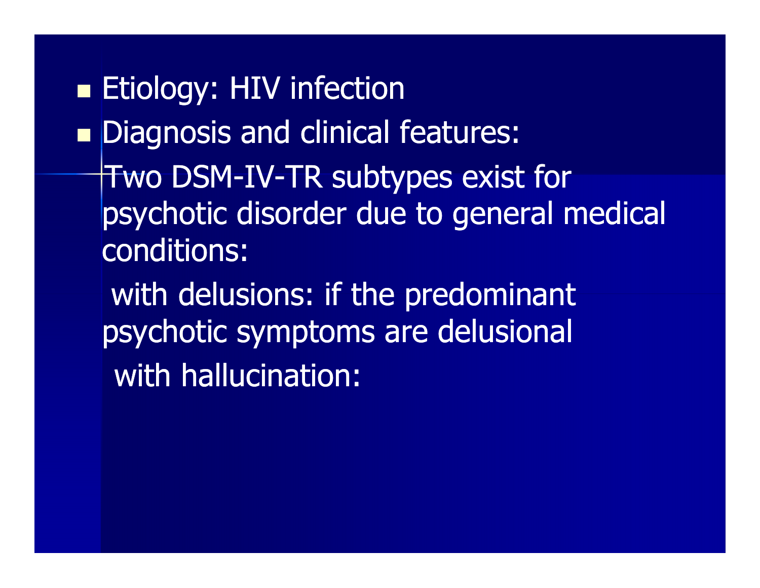- Etiology: HIV infection
- Diagnosis and clinical features:

  Two DSM-IV-TR subtypes exist for psychotic disorder due to general medical conditions:

  with delusions: if the predominant psychotic symptoms are delusional

  with hallucination: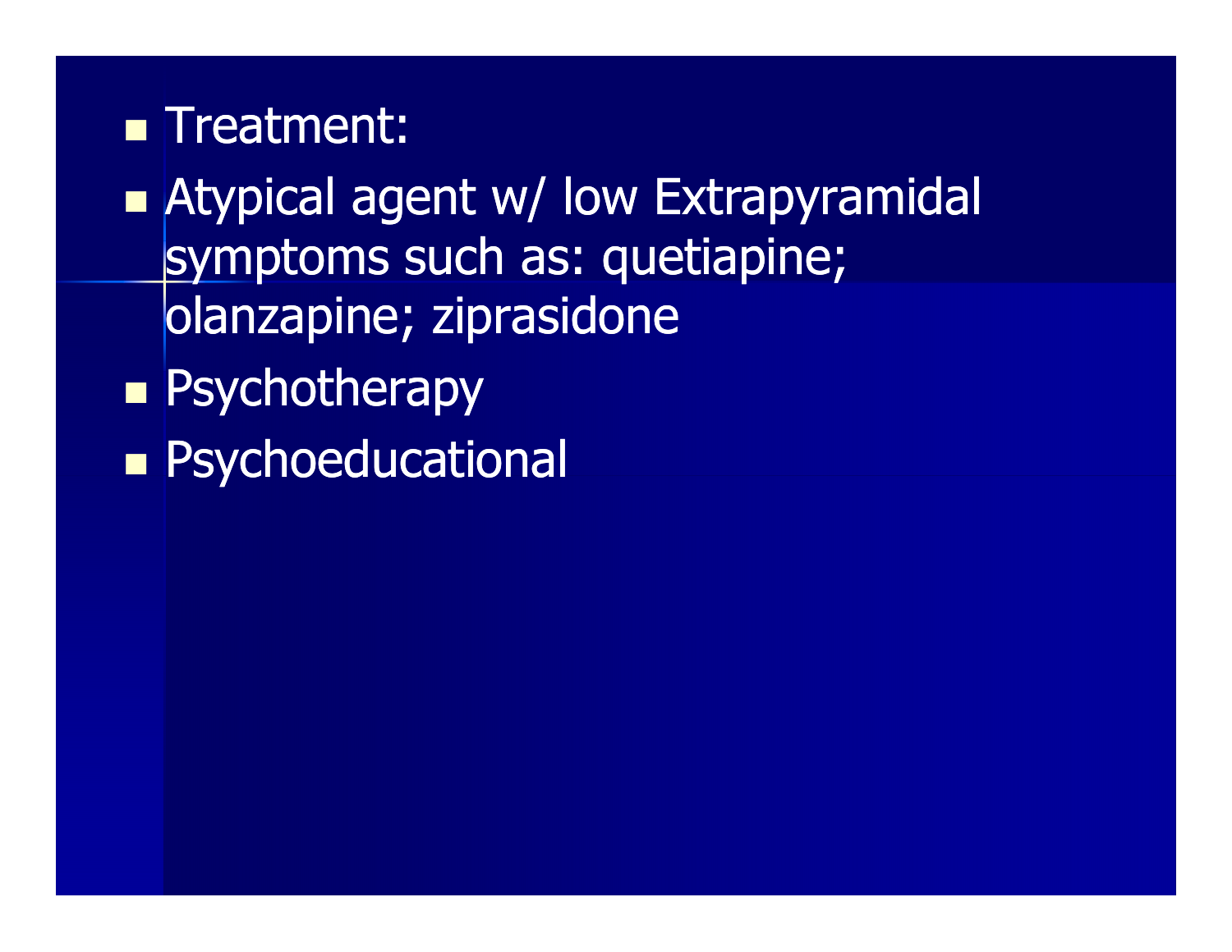- Treatment:
- Atypical agent w/ low Extrapyramidal symptoms such as: quetiapine; olanzapine; ziprasidone
- Psychotherapy
- Psychoeducational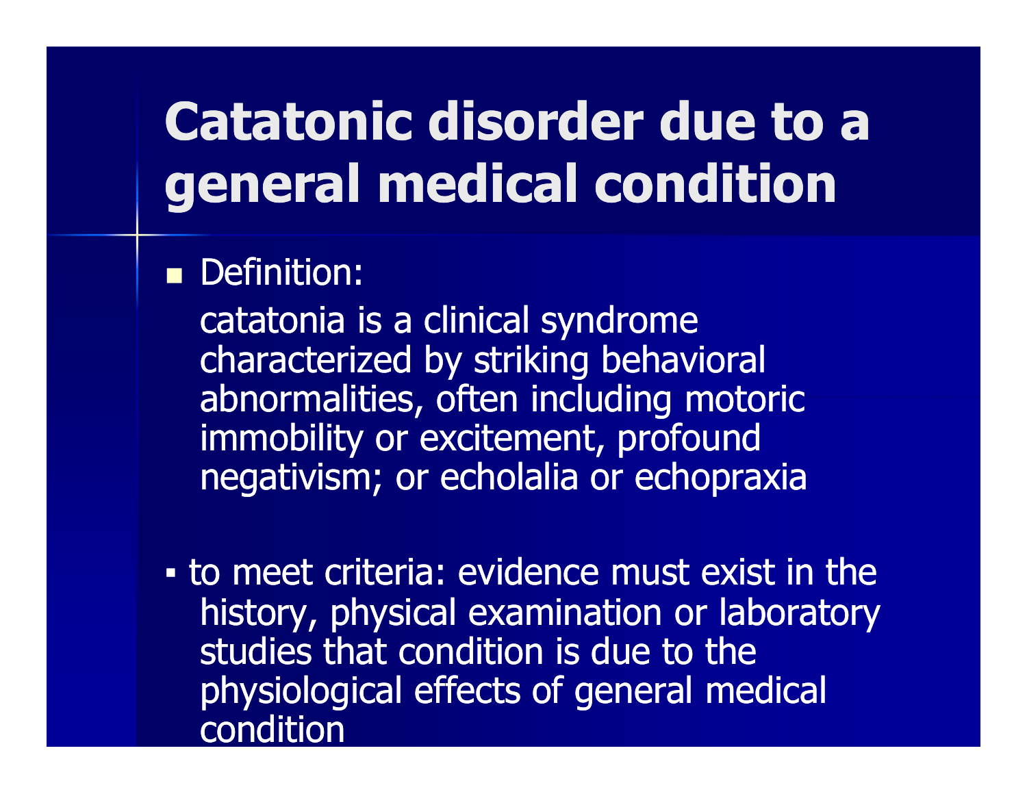# Catatonic disorder due to a general medical condition

- Definition:

  catatonia is a clinical syndrome characterized by striking behavioral abnormalities, often including motoric immobility or excitement, profound negativism; or echolalia or echopraxia

- to meet criteria: evidence must exist in the history, physical examination or laboratory studies that condition is due to the physiological effects of general medical condition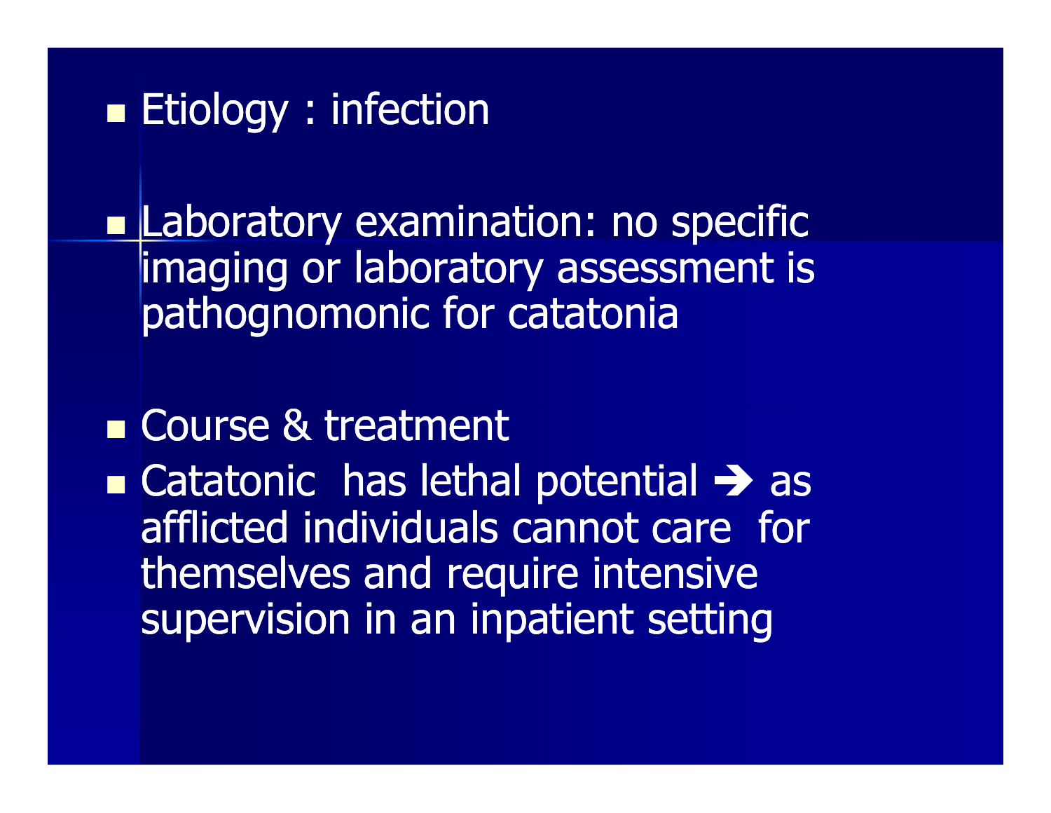- Etiology : infection

- Laboratory examination: no specific imaging or laboratory assessment is pathognomonic for catatonia

- Course & treatment
- Catatonic has lethal potential → as afflicted individuals cannot care for themselves and require intensive supervision in an inpatient setting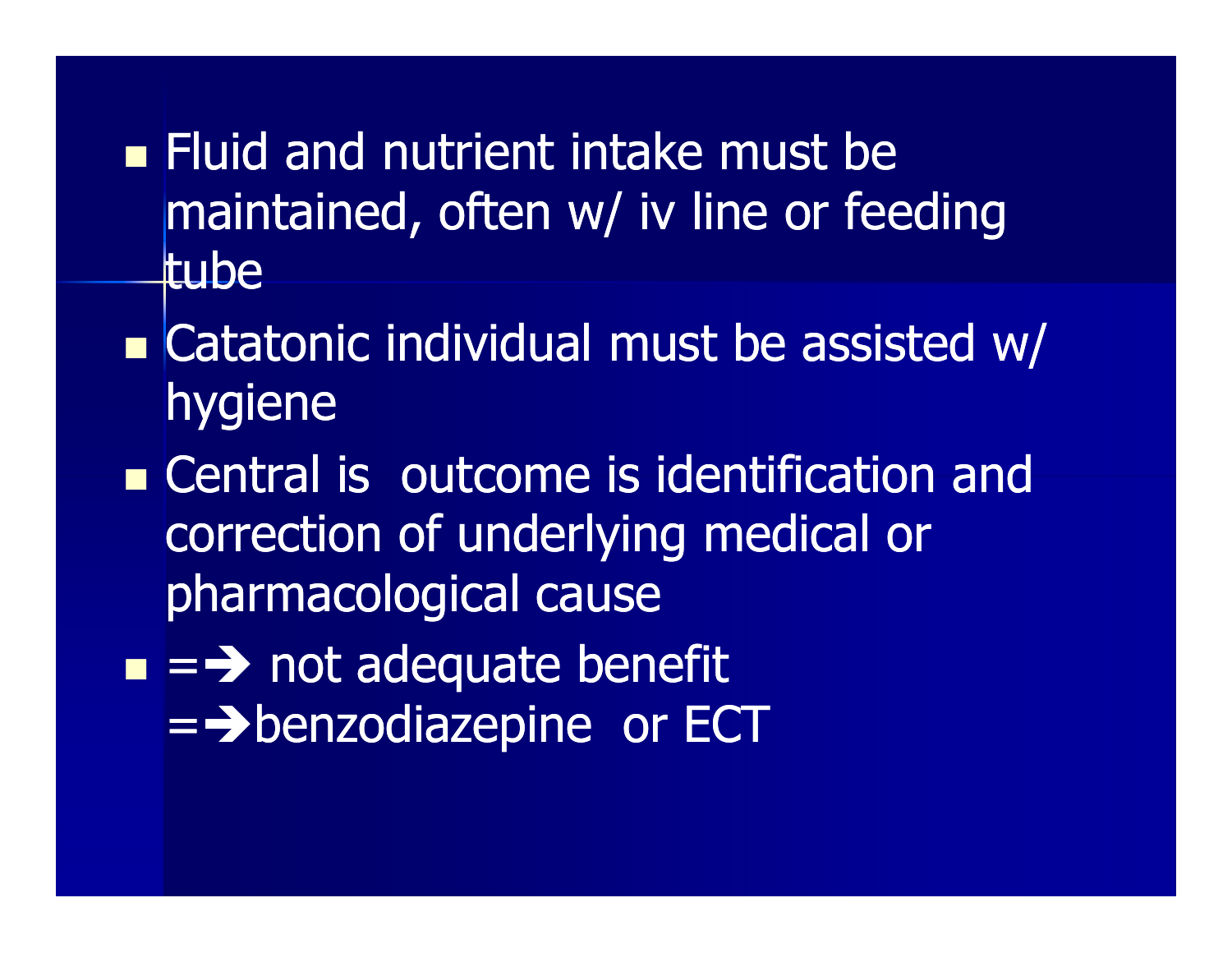- Fluid and nutrient intake must be maintained, often w/ iv line or feeding tube
- Catatonic individual must be assisted w/ hygiene
- Central is  outcome is identification and correction of underlying medical or pharmacological cause
- =➔ not adequate benefit =➔benzodiazepine  or ECT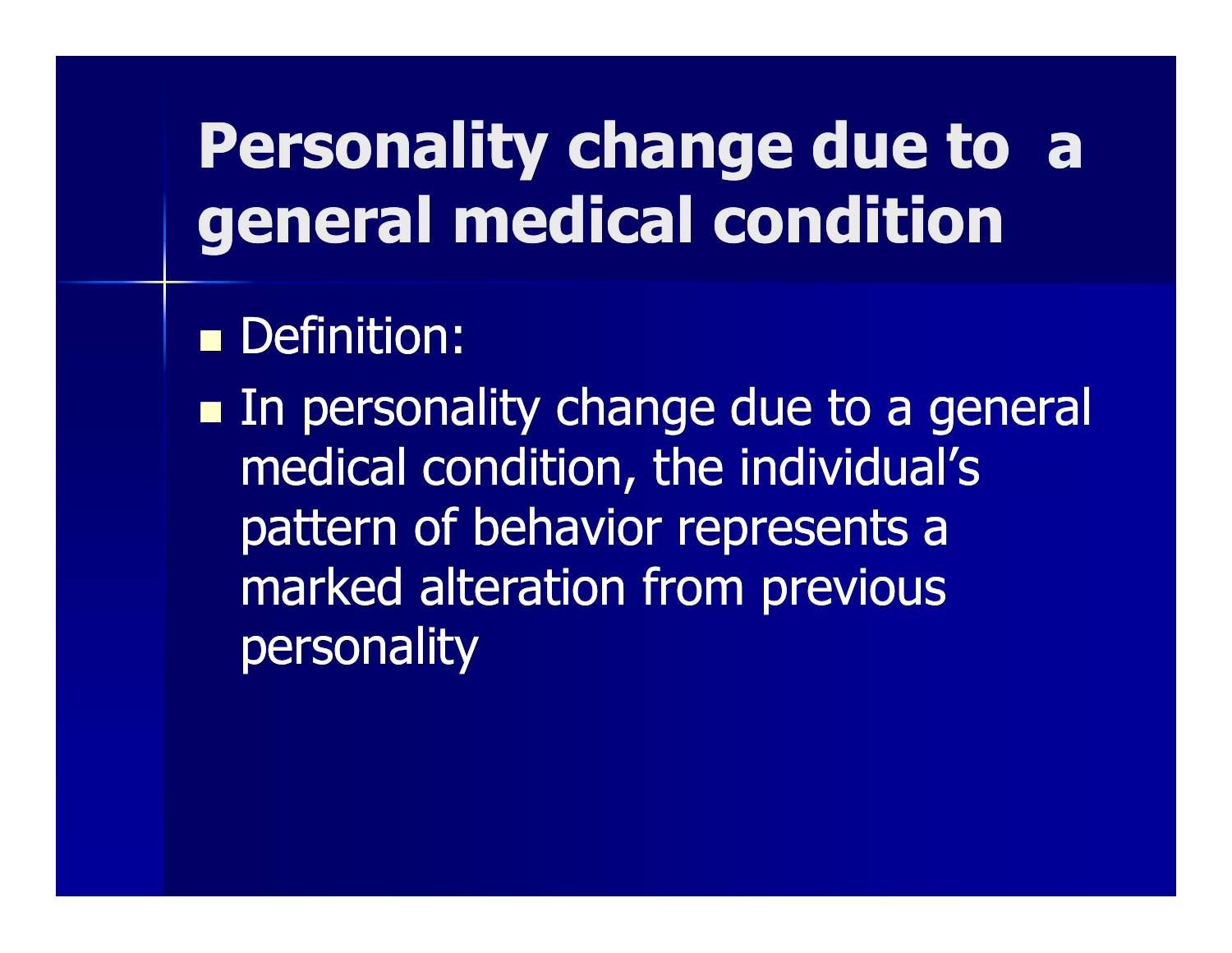# Personality change due to a general medical condition

- Definition:
- In personality change due to a general medical condition, the individual's pattern of behavior represents a marked alteration from previous personality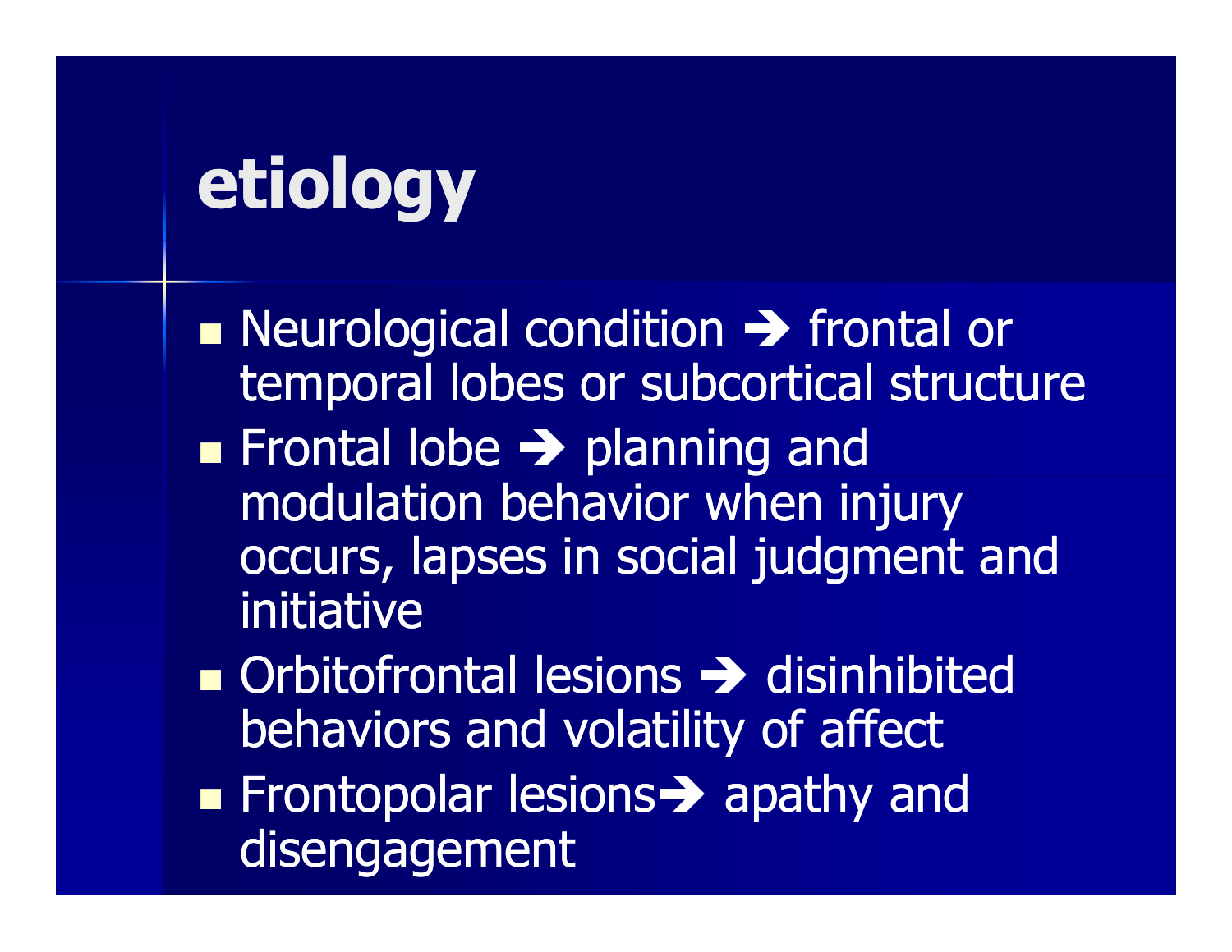# etiology

- Neurological condition ➔ frontal or temporal lobes or subcortical structure
- Frontal lobe ➔ planning and modulation behavior when injury occurs, lapses in social judgment and initiative
- Orbitofrontal lesions ➔ disinhibited behaviors and volatility of affect
- Frontopolar lesions➔ apathy and disengagement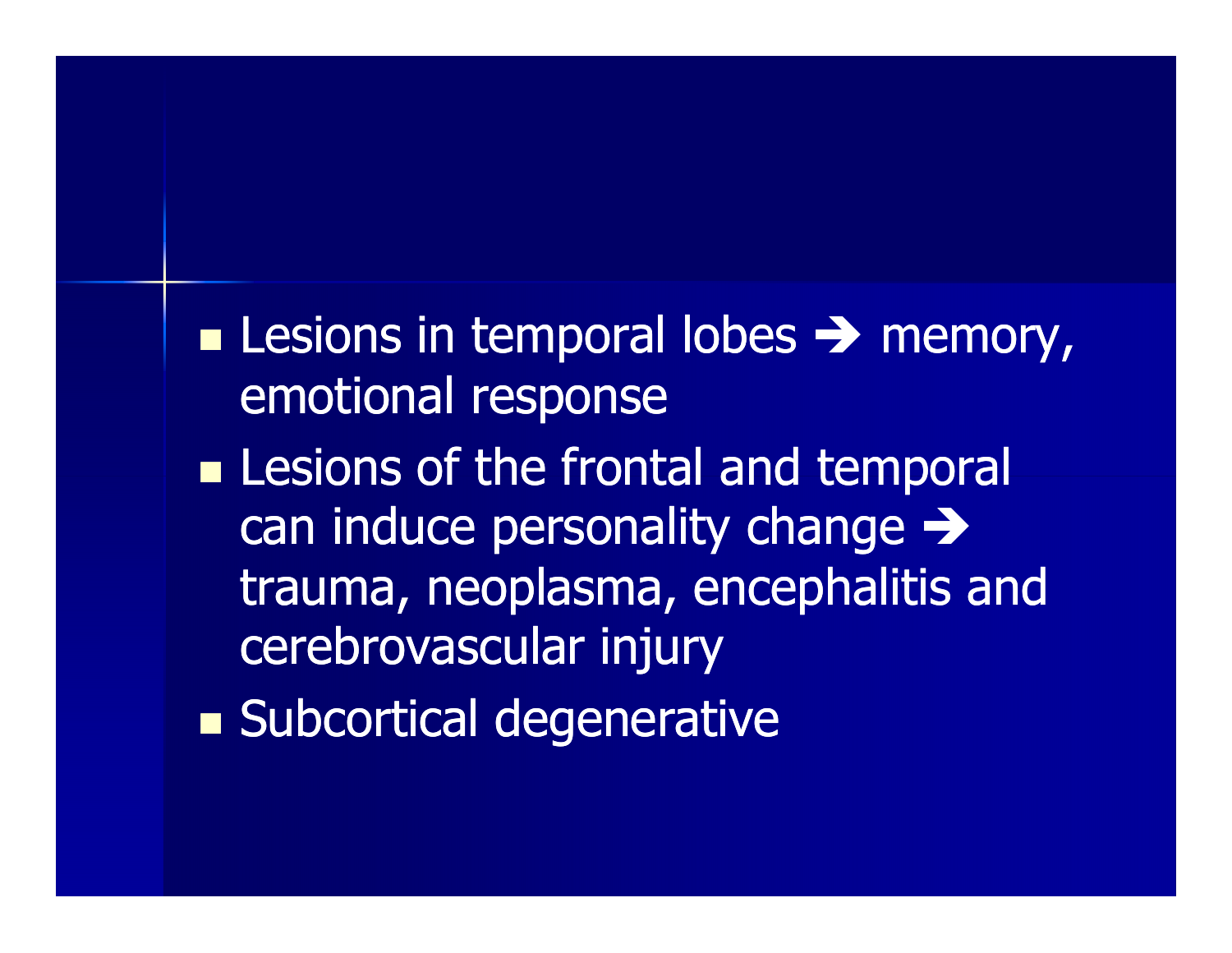- Lesions in temporal lobes ➔ memory, emotional response
- Lesions of the frontal and temporal can induce personality change ➔ trauma, neoplasma, encephalitis and cerebrovascular injury
- Subcortical degenerative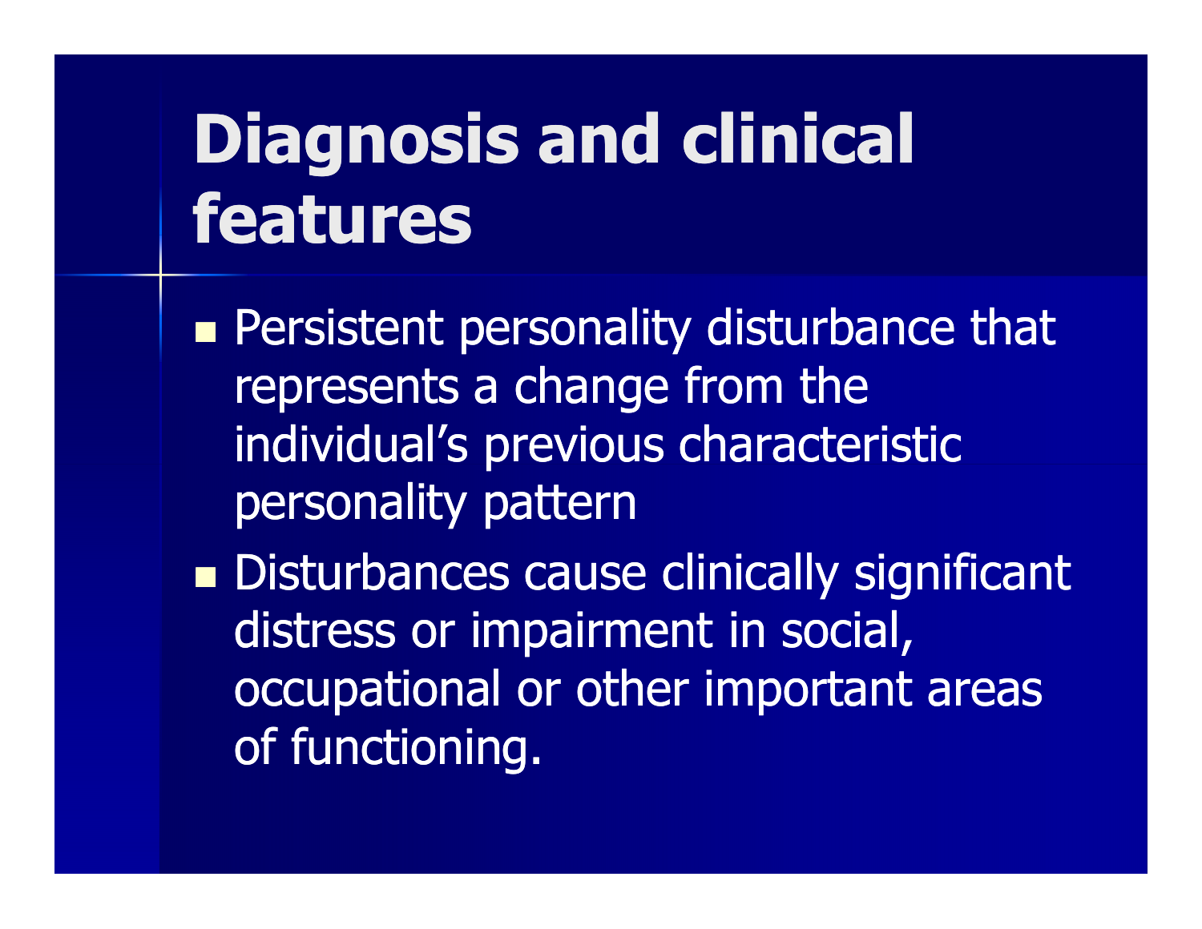# Diagnosis and clinical features

- Persistent personality disturbance that represents a change from the individual's previous characteristic personality pattern
- Disturbances cause clinically significant distress or impairment in social, occupational or other important areas of functioning.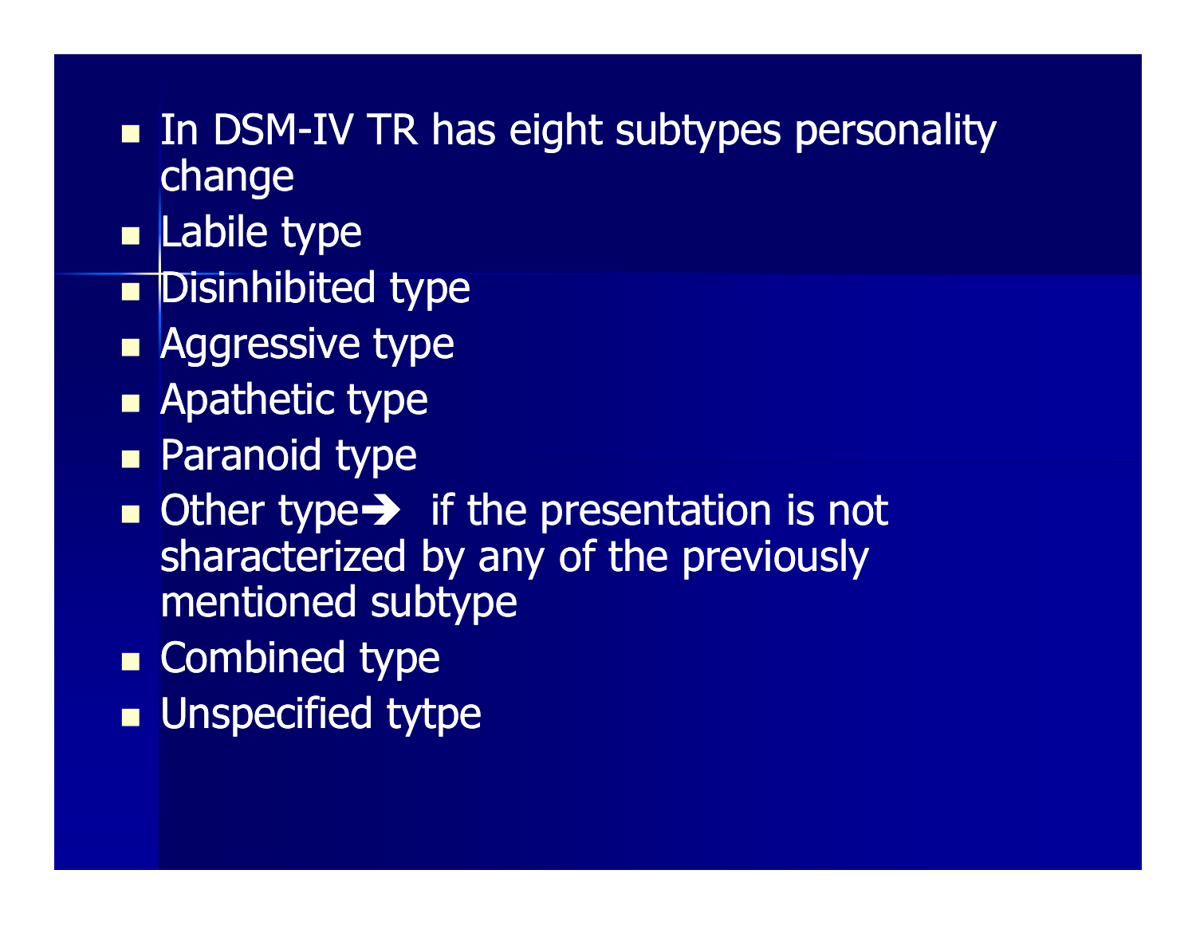- In DSM-IV TR has eight subtypes personality change
- Labile type
- Disinhibited type
- Aggressive type
- Apathetic type
- Paranoid type
- Other type→ if the presentation is not sharacterized by any of the previously mentioned subtype
- Combined type
- Unspecified tytpe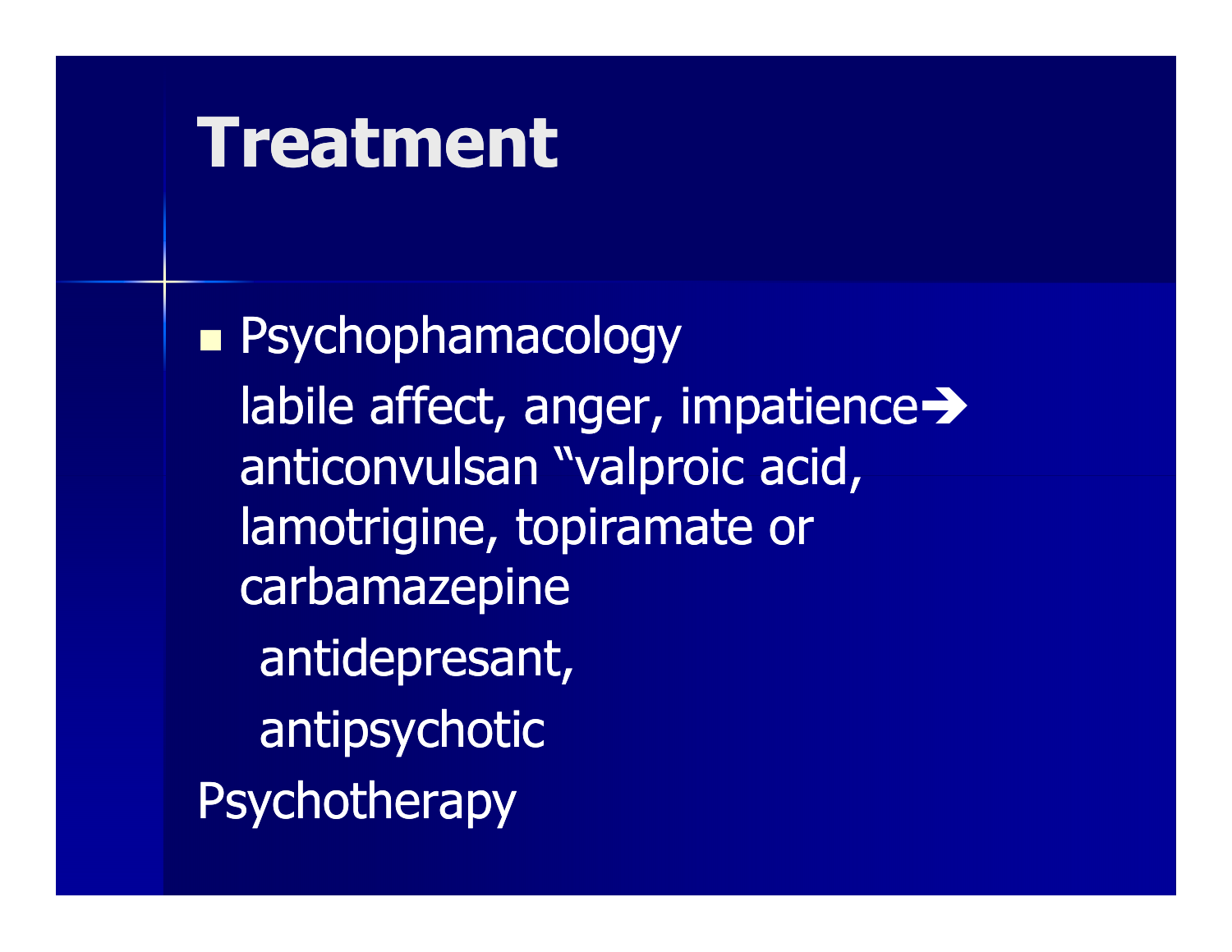# Treatment

- Psychophamacology

  labile affect, anger, impatience➔ anticonvulsan "valproic acid, lamotrigine, topiramate or carbamazepine

  antidepresant,

  antipsychotic

Psychotherapy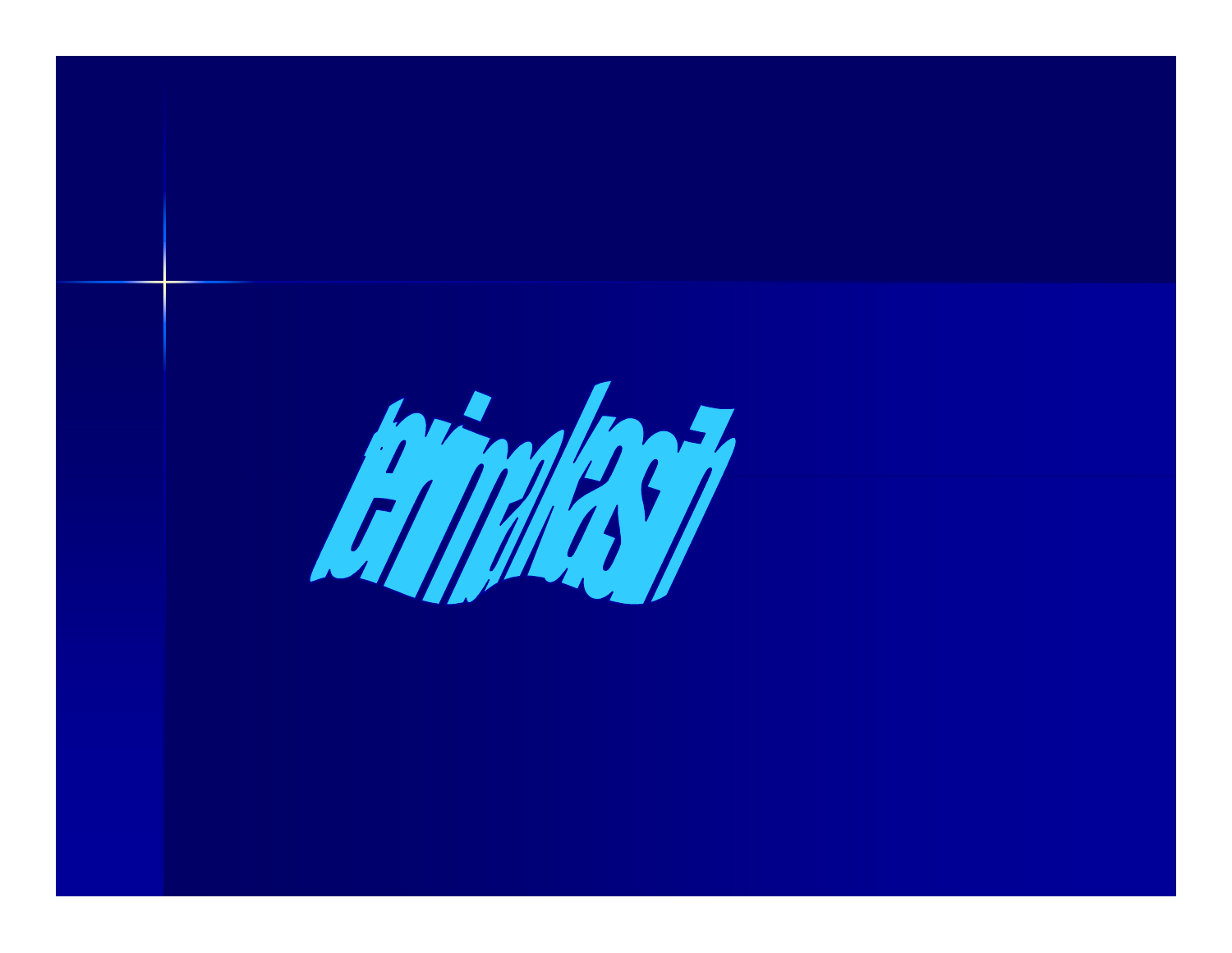Terimakasih